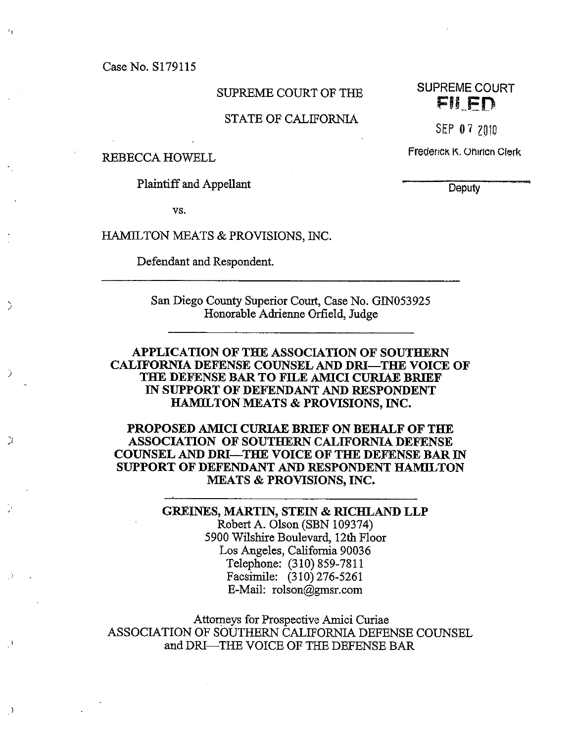Case No. S179115

SUPREME COURT OF THE

STATE OF CALIFORNIA

SUPREME COURT
FILED

SEP 07 2010

Frederick K. Ohlrich Clerk

Deputy

REBECCA HOWELL

Plaintiff and Appellant

vs.

HAMILTON MEATS & PROVISIONS, INC.

Defendant and Respondent.

---

San Diego County Superior Court, Case No. GIN053925
Honorable Adrienne Orfield, Judge

---

**APPLICATION OF THE ASSOCIATION OF SOUTHERN CALIFORNIA DEFENSE COUNSEL AND DRI—THE VOICE OF THE DEFENSE BAR TO FILE AMICI CURIAE BRIEF IN SUPPORT OF DEFENDANT AND RESPONDENT HAMILTON MEATS & PROVISIONS, INC.**

**PROPOSED AMICI CURIAE BRIEF ON BEHALF OF THE ASSOCIATION OF SOUTHERN CALIFORNIA DEFENSE COUNSEL AND DRI—THE VOICE OF THE DEFENSE BAR IN SUPPORT OF DEFENDANT AND RESPONDENT HAMILTON MEATS & PROVISIONS, INC.**

---

**GREINES, MARTIN, STEIN & RICHLAND LLP**
Robert A. Olson (SBN 109374)
5900 Wilshire Boulevard, 12th Floor
Los Angeles, California 90036
Telephone: (310) 859-7811
Facsimile: (310) 276-5261
E-Mail: rolson@gmsr.com

Attorneys for Prospective Amici Curiae
ASSOCIATION OF SOUTHERN CALIFORNIA DEFENSE COUNSEL
and DRI—THE VOICE OF THE DEFENSE BAR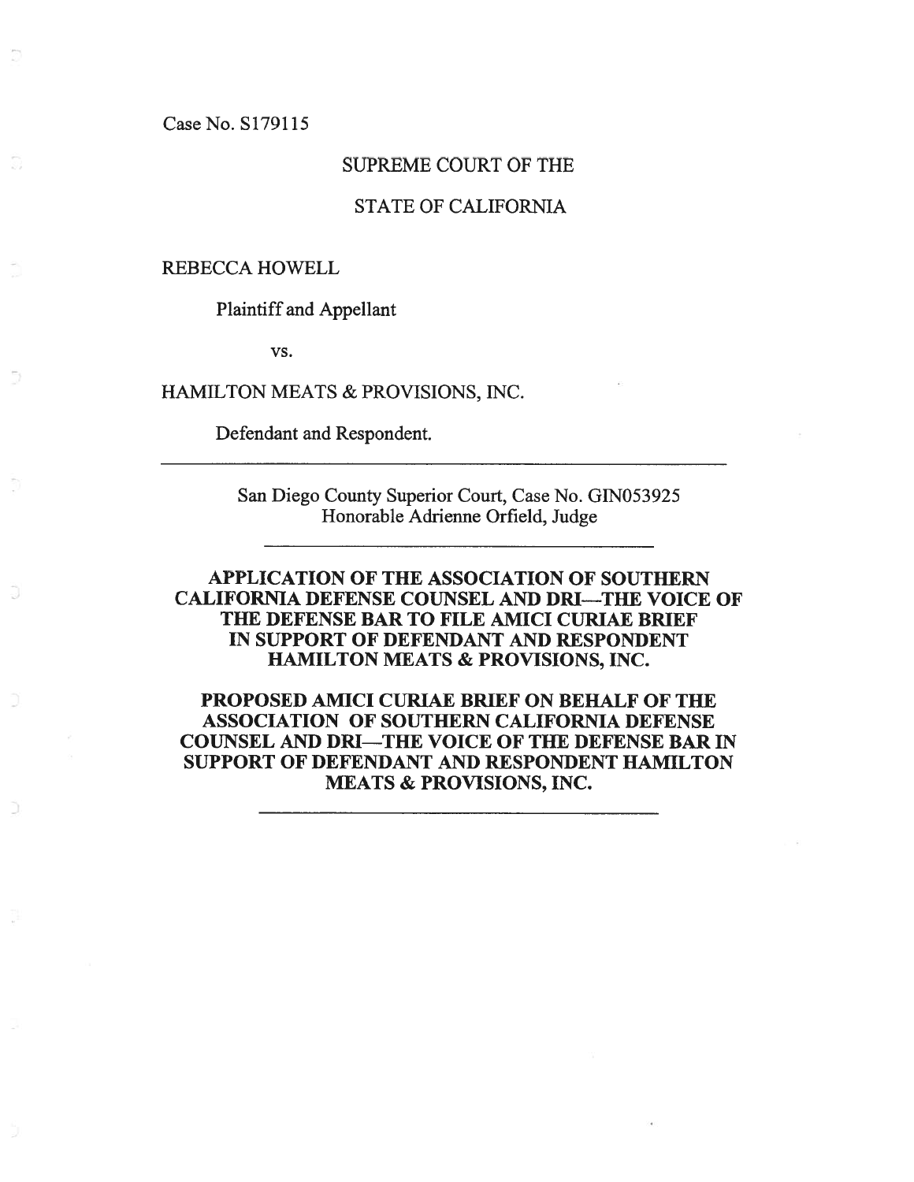Case No. S179115

SUPREME COURT OF THE

STATE OF CALIFORNIA

REBECCA HOWELL

Plaintiff and Appellant

vs.

HAMILTON MEATS & PROVISIONS, INC.

Defendant and Respondent.

---

San Diego County Superior Court, Case No. GIN053925
Honorable Adrienne Orfield, Judge

---

**APPLICATION OF THE ASSOCIATION OF SOUTHERN CALIFORNIA DEFENSE COUNSEL AND DRI—THE VOICE OF THE DEFENSE BAR TO FILE AMICI CURIAE BRIEF IN SUPPORT OF DEFENDANT AND RESPONDENT HAMILTON MEATS & PROVISIONS, INC.**

**PROPOSED AMICI CURIAE BRIEF ON BEHALF OF THE ASSOCIATION OF SOUTHERN CALIFORNIA DEFENSE COUNSEL AND DRI—THE VOICE OF THE DEFENSE BAR IN SUPPORT OF DEFENDANT AND RESPONDENT HAMILTON MEATS & PROVISIONS, INC.**

---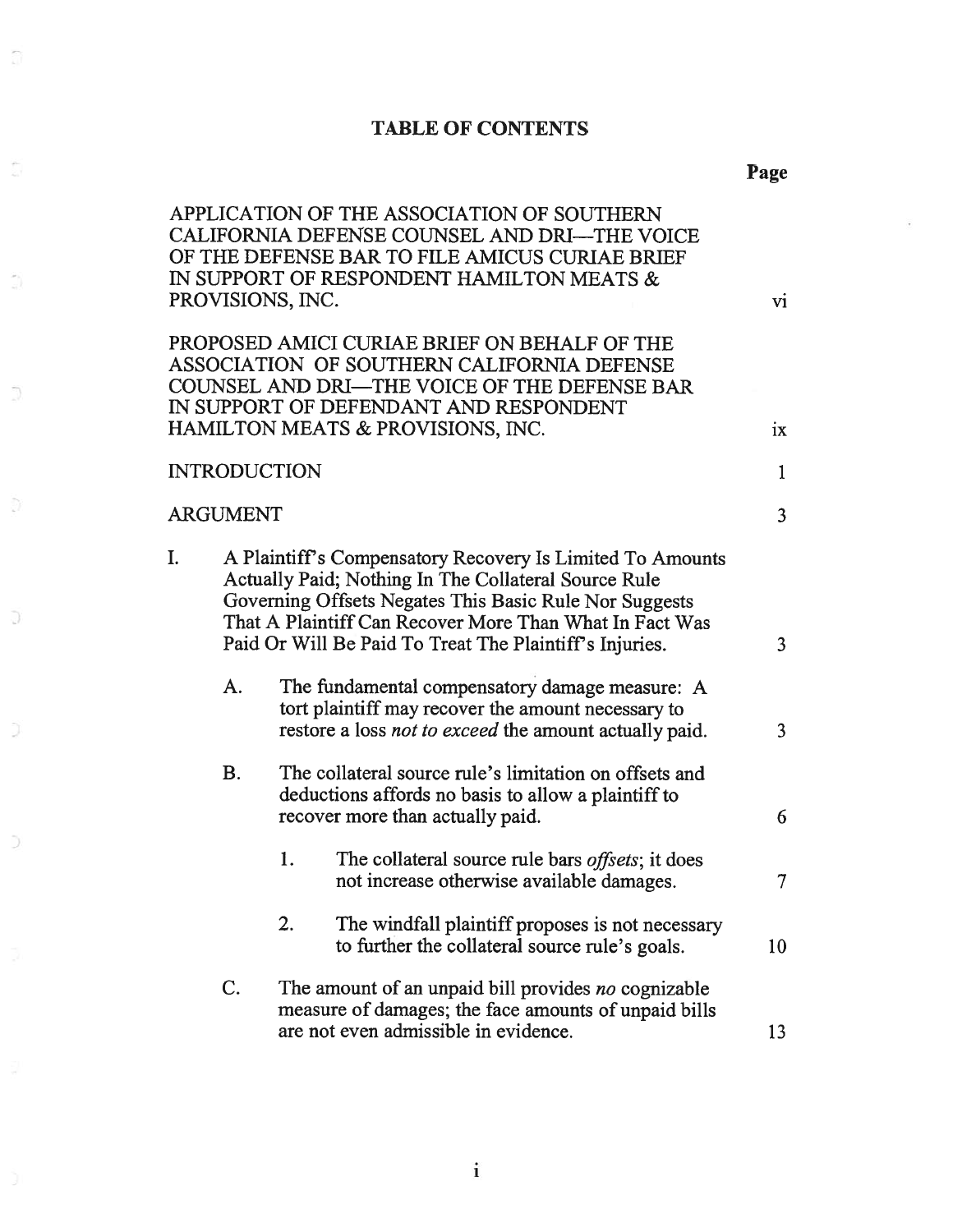# TABLE OF CONTENTS

| | Page |
|---|---|
| APPLICATION OF THE ASSOCIATION OF SOUTHERN CALIFORNIA DEFENSE COUNSEL AND DRI—THE VOICE OF THE DEFENSE BAR TO FILE AMICUS CURIAE BRIEF IN SUPPORT OF RESPONDENT HAMILTON MEATS & PROVISIONS, INC. | vi |
| PROPOSED AMICI CURIAE BRIEF ON BEHALF OF THE ASSOCIATION OF SOUTHERN CALIFORNIA DEFENSE COUNSEL AND DRI—THE VOICE OF THE DEFENSE BAR IN SUPPORT OF DEFENDANT AND RESPONDENT HAMILTON MEATS & PROVISIONS, INC. | ix |
| INTRODUCTION | 1 |
| ARGUMENT | 3 |
| I. A Plaintiff's Compensatory Recovery Is Limited To Amounts Actually Paid; Nothing In The Collateral Source Rule Governing Offsets Negates This Basic Rule Nor Suggests That A Plaintiff Can Recover More Than What In Fact Was Paid Or Will Be Paid To Treat The Plaintiff's Injuries. | 3 |
| A. The fundamental compensatory damage measure: A tort plaintiff may recover the amount necessary to restore a loss *not to exceed* the amount actually paid. | 3 |
| B. The collateral source rule's limitation on offsets and deductions affords no basis to allow a plaintiff to recover more than actually paid. | 6 |
| 1. The collateral source rule bars *offsets*; it does not increase otherwise available damages. | 7 |
| 2. The windfall plaintiff proposes is not necessary to further the collateral source rule's goals. | 10 |
| C. The amount of an unpaid bill provides *no* cognizable measure of damages; the face amounts of unpaid bills are not even admissible in evidence. | 13 |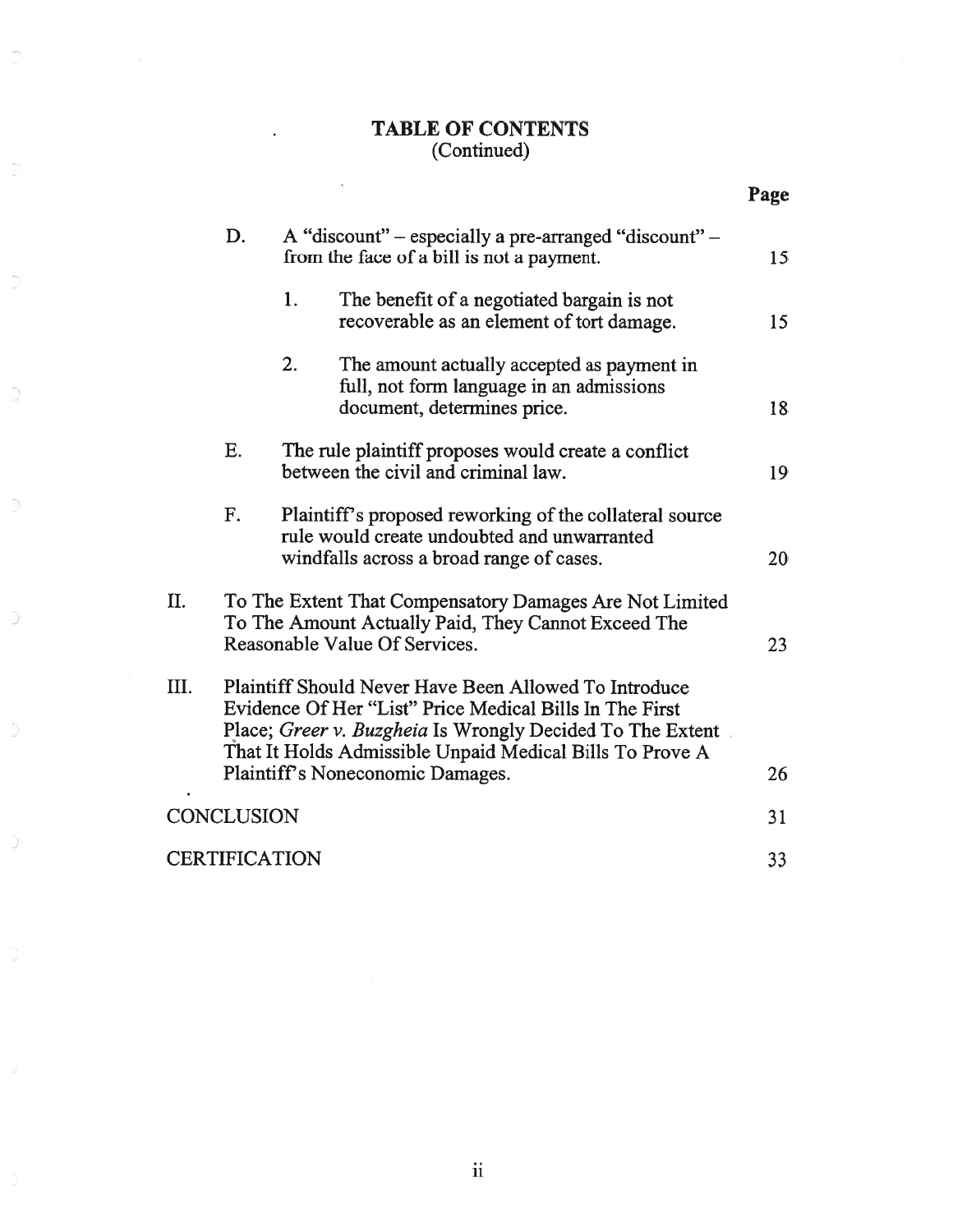# TABLE OF CONTENTS
(Continued)

| | Page |
|---|---|
| D. A "discount" – especially a pre-arranged "discount" – from the face of a bill is not a payment. | 15 |
| 1. The benefit of a negotiated bargain is not recoverable as an element of tort damage. | 15 |
| 2. The amount actually accepted as payment in full, not form language in an admissions document, determines price. | 18 |
| E. The rule plaintiff proposes would create a conflict between the civil and criminal law. | 19 |
| F. Plaintiff's proposed reworking of the collateral source rule would create undoubted and unwarranted windfalls across a broad range of cases. | 20 |
| II. To The Extent That Compensatory Damages Are Not Limited To The Amount Actually Paid, They Cannot Exceed The Reasonable Value Of Services. | 23 |
| III. Plaintiff Should Never Have Been Allowed To Introduce Evidence Of Her "List" Price Medical Bills In The First Place; *Greer v. Buzgheia* Is Wrongly Decided To The Extent That It Holds Admissible Unpaid Medical Bills To Prove A Plaintiff's Noneconomic Damages. | 26 |
| CONCLUSION | 31 |
| CERTIFICATION | 33 |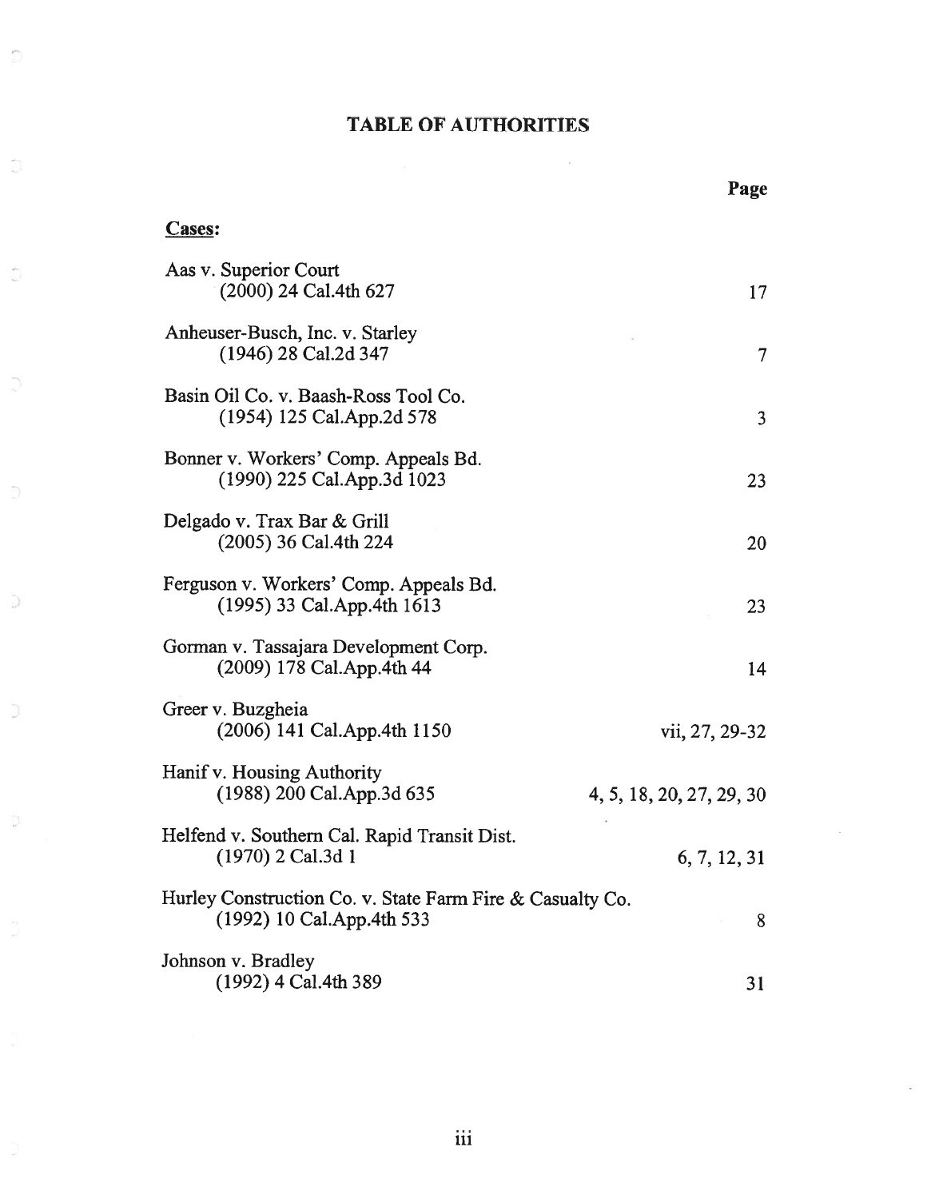## TABLE OF AUTHORITIES

| | Page |
|---|---|
| **Cases:** | |
| Aas v. Superior Court (2000) 24 Cal.4th 627 | 17 |
| Anheuser-Busch, Inc. v. Starley (1946) 28 Cal.2d 347 | 7 |
| Basin Oil Co. v. Baash-Ross Tool Co. (1954) 125 Cal.App.2d 578 | 3 |
| Bonner v. Workers' Comp. Appeals Bd. (1990) 225 Cal.App.3d 1023 | 23 |
| Delgado v. Trax Bar & Grill (2005) 36 Cal.4th 224 | 20 |
| Ferguson v. Workers' Comp. Appeals Bd. (1995) 33 Cal.App.4th 1613 | 23 |
| Gorman v. Tassajara Development Corp. (2009) 178 Cal.App.4th 44 | 14 |
| Greer v. Buzgheia (2006) 141 Cal.App.4th 1150 | vii, 27, 29-32 |
| Hanif v. Housing Authority (1988) 200 Cal.App.3d 635 | 4, 5, 18, 20, 27, 29, 30 |
| Helfend v. Southern Cal. Rapid Transit Dist. (1970) 2 Cal.3d 1 | 6, 7, 12, 31 |
| Hurley Construction Co. v. State Farm Fire & Casualty Co. (1992) 10 Cal.App.4th 533 | 8 |
| Johnson v. Bradley (1992) 4 Cal.4th 389 | 31 |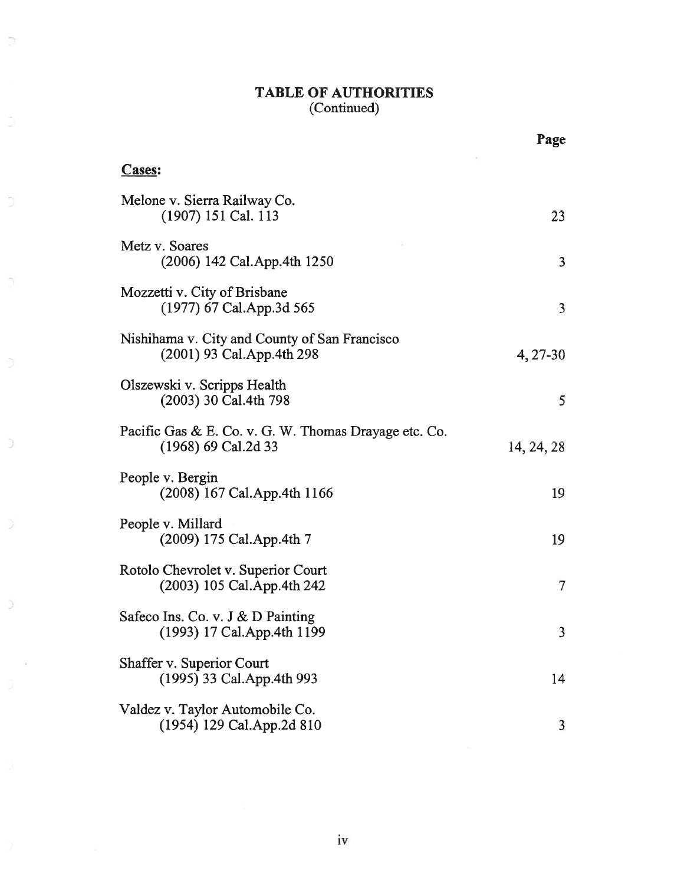**TABLE OF AUTHORITIES**
(Continued)

| | Page |
|---|---|
| **Cases:** | |
| Melone v. Sierra Railway Co. (1907) 151 Cal. 113 | 23 |
| Metz v. Soares (2006) 142 Cal.App.4th 1250 | 3 |
| Mozzetti v. City of Brisbane (1977) 67 Cal.App.3d 565 | 3 |
| Nishihama v. City and County of San Francisco (2001) 93 Cal.App.4th 298 | 4, 27-30 |
| Olszewski v. Scripps Health (2003) 30 Cal.4th 798 | 5 |
| Pacific Gas & E. Co. v. G. W. Thomas Drayage etc. Co. (1968) 69 Cal.2d 33 | 14, 24, 28 |
| People v. Bergin (2008) 167 Cal.App.4th 1166 | 19 |
| People v. Millard (2009) 175 Cal.App.4th 7 | 19 |
| Rotolo Chevrolet v. Superior Court (2003) 105 Cal.App.4th 242 | 7 |
| Safeco Ins. Co. v. J & D Painting (1993) 17 Cal.App.4th 1199 | 3 |
| Shaffer v. Superior Court (1995) 33 Cal.App.4th 993 | 14 |
| Valdez v. Taylor Automobile Co. (1954) 129 Cal.App.2d 810 | 3 |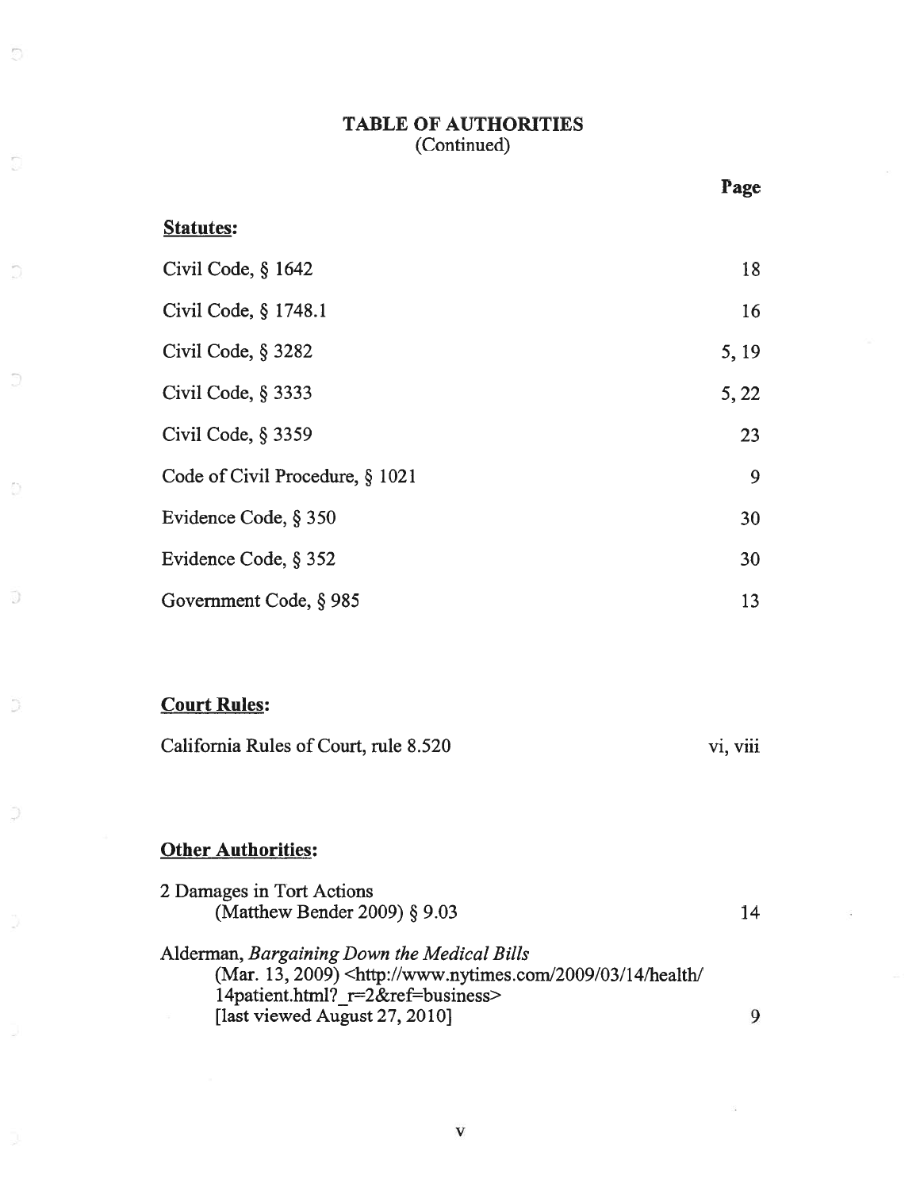# TABLE OF AUTHORITIES
(Continued)

| | Page |
|---|---|
| **Statutes:** | |
| Civil Code, § 1642 | 18 |
| Civil Code, § 1748.1 | 16 |
| Civil Code, § 3282 | 5, 19 |
| Civil Code, § 3333 | 5, 22 |
| Civil Code, § 3359 | 23 |
| Code of Civil Procedure, § 1021 | 9 |
| Evidence Code, § 350 | 30 |
| Evidence Code, § 352 | 30 |
| Government Code, § 985 | 13 |
| **Court Rules:** | |
| California Rules of Court, rule 8.520 | vi, viii |
| **Other Authorities:** | |
| 2 Damages in Tort Actions (Matthew Bender 2009) § 9.03 | 14 |
| Alderman, *Bargaining Down the Medical Bills* (Mar. 13, 2009) <http://www.nytimes.com/2009/03/14/health/14patient.html?_r=2&ref=business> [last viewed August 27, 2010] | 9 |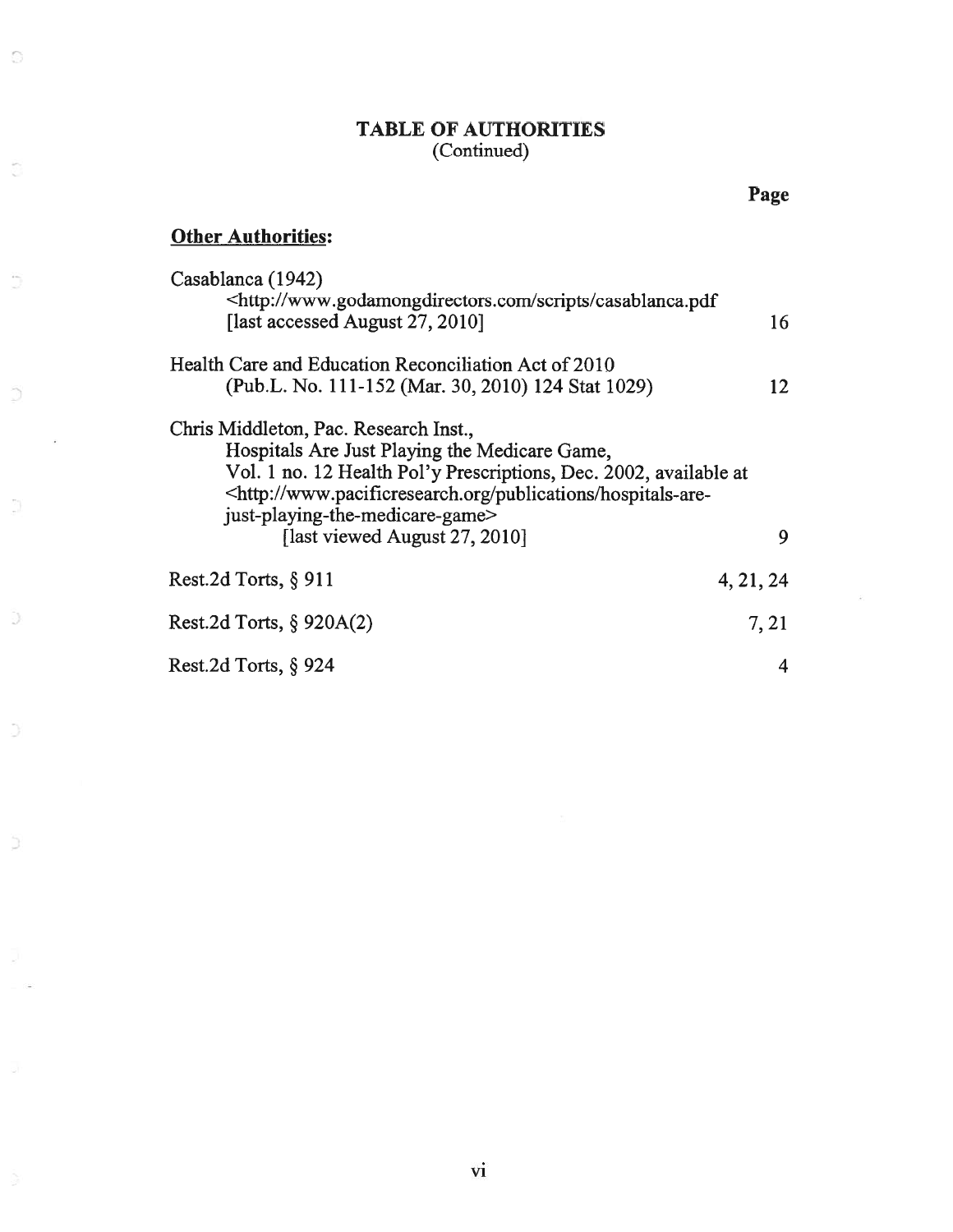**TABLE OF AUTHORITIES**
(Continued)

| | Page |
|---|---|
| **Other Authorities:** | |
| Casablanca (1942) <http://www.godamongdirectors.com/scripts/casablanca.pdf [last accessed August 27, 2010] | 16 |
| Health Care and Education Reconciliation Act of 2010 (Pub.L. No. 111-152 (Mar. 30, 2010) 124 Stat 1029) | 12 |
| Chris Middleton, Pac. Research Inst., Hospitals Are Just Playing the Medicare Game, Vol. 1 no. 12 Health Pol'y Prescriptions, Dec. 2002, available at <http://www.pacificresearch.org/publications/hospitals-are-just-playing-the-medicare-game> [last viewed August 27, 2010] | 9 |
| Rest.2d Torts, § 911 | 4, 21, 24 |
| Rest.2d Torts, § 920A(2) | 7, 21 |
| Rest.2d Torts, § 924 | 4 |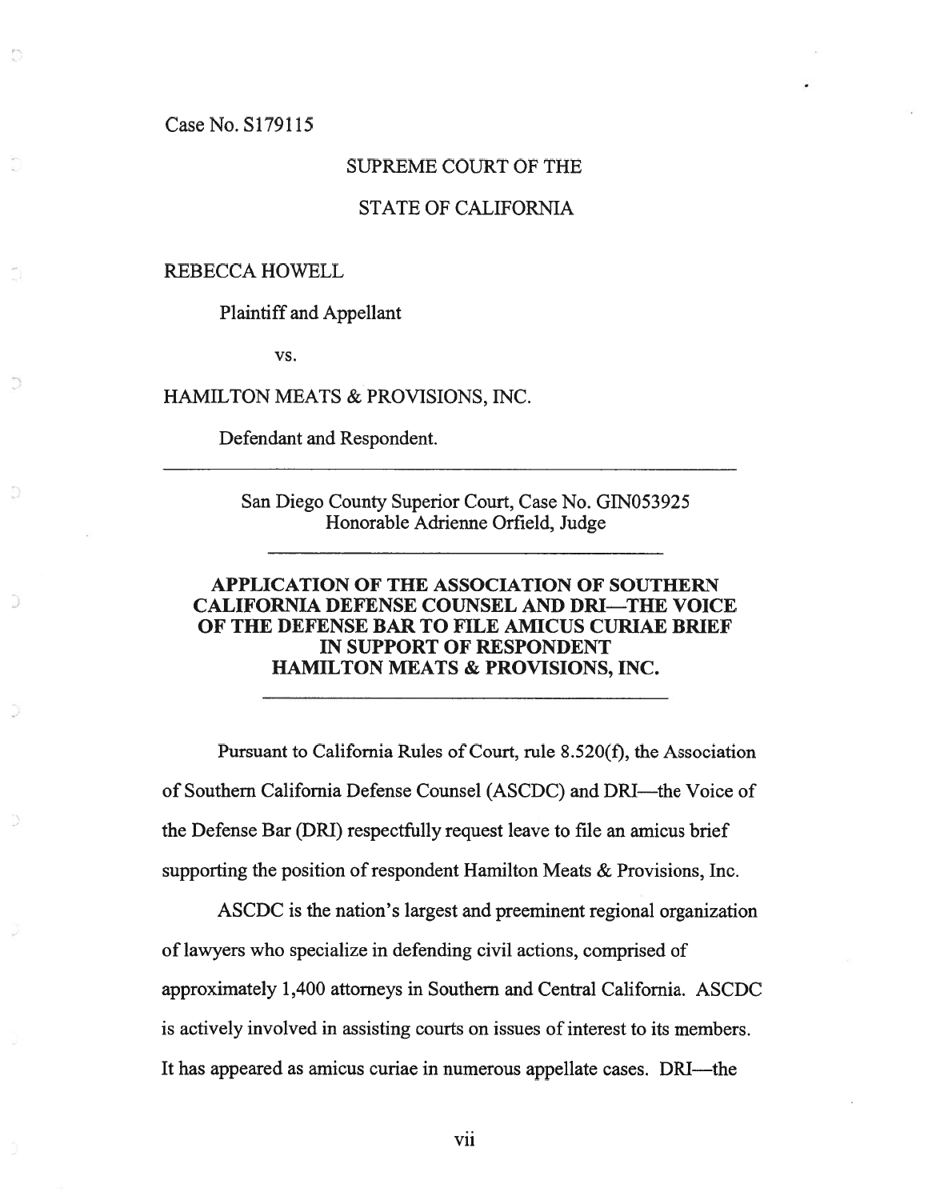Case No. S179115

SUPREME COURT OF THE

STATE OF CALIFORNIA

REBECCA HOWELL

Plaintiff and Appellant

vs.

HAMILTON MEATS & PROVISIONS, INC.

Defendant and Respondent.

---

San Diego County Superior Court, Case No. GIN053925
Honorable Adrienne Orfield, Judge

---

**APPLICATION OF THE ASSOCIATION OF SOUTHERN CALIFORNIA DEFENSE COUNSEL AND DRI—THE VOICE OF THE DEFENSE BAR TO FILE AMICUS CURIAE BRIEF IN SUPPORT OF RESPONDENT HAMILTON MEATS & PROVISIONS, INC.**

---

Pursuant to California Rules of Court, rule 8.520(f), the Association of Southern California Defense Counsel (ASCDC) and DRI—the Voice of the Defense Bar (DRI) respectfully request leave to file an amicus brief supporting the position of respondent Hamilton Meats & Provisions, Inc.

ASCDC is the nation's largest and preeminent regional organization of lawyers who specialize in defending civil actions, comprised of approximately 1,400 attorneys in Southern and Central California. ASCDC is actively involved in assisting courts on issues of interest to its members. It has appeared as amicus curiae in numerous appellate cases. DRI—the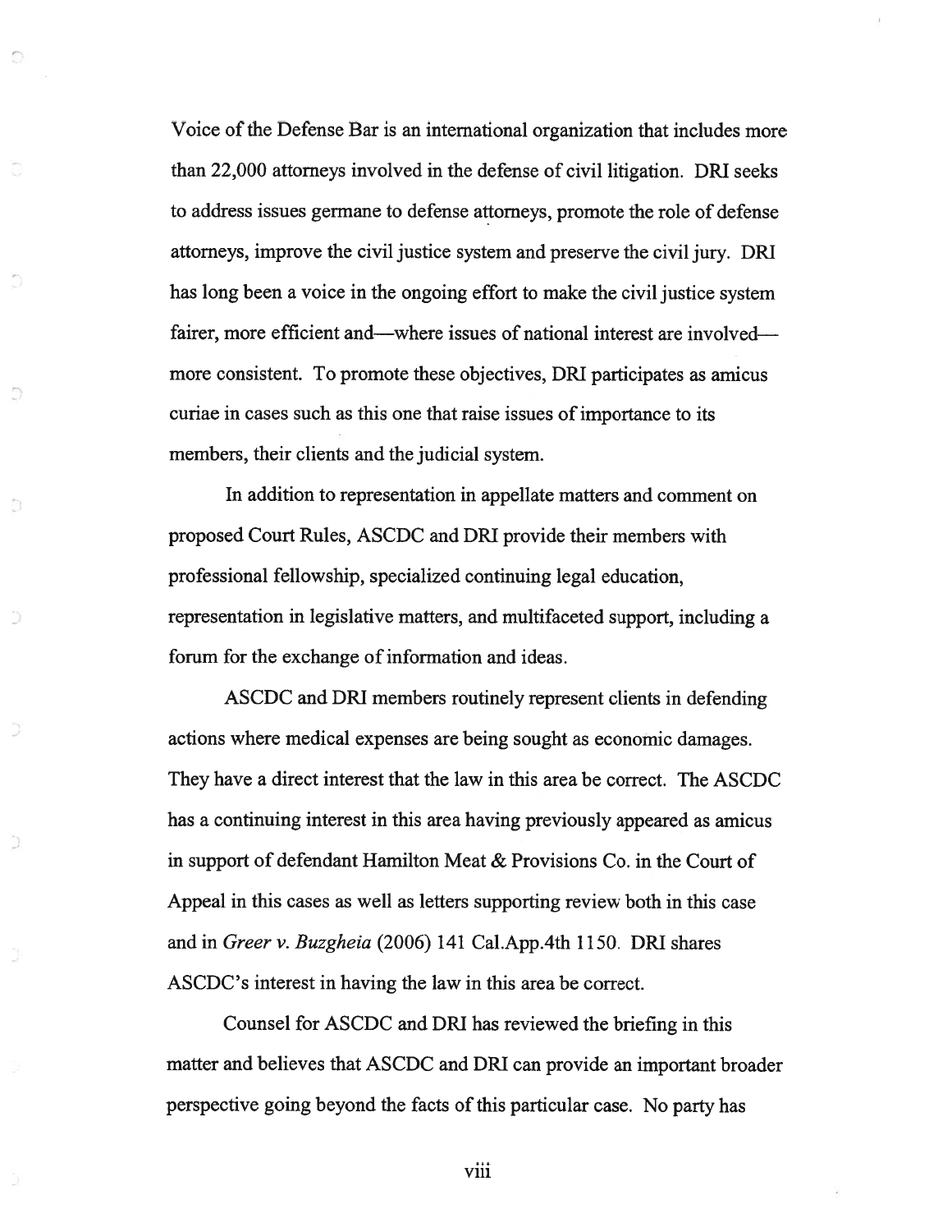Voice of the Defense Bar is an international organization that includes more than 22,000 attorneys involved in the defense of civil litigation. DRI seeks to address issues germane to defense attorneys, promote the role of defense attorneys, improve the civil justice system and preserve the civil jury. DRI has long been a voice in the ongoing effort to make the civil justice system fairer, more efficient and—where issues of national interest are involved—more consistent. To promote these objectives, DRI participates as amicus curiae in cases such as this one that raise issues of importance to its members, their clients and the judicial system.

In addition to representation in appellate matters and comment on proposed Court Rules, ASCDC and DRI provide their members with professional fellowship, specialized continuing legal education, representation in legislative matters, and multifaceted support, including a forum for the exchange of information and ideas.

ASCDC and DRI members routinely represent clients in defending actions where medical expenses are being sought as economic damages. They have a direct interest that the law in this area be correct. The ASCDC has a continuing interest in this area having previously appeared as amicus in support of defendant Hamilton Meat & Provisions Co. in the Court of Appeal in this cases as well as letters supporting review both in this case and in *Greer v. Buzgheia* (2006) 141 Cal.App.4th 1150. DRI shares ASCDC's interest in having the law in this area be correct.

Counsel for ASCDC and DRI has reviewed the briefing in this matter and believes that ASCDC and DRI can provide an important broader perspective going beyond the facts of this particular case. No party has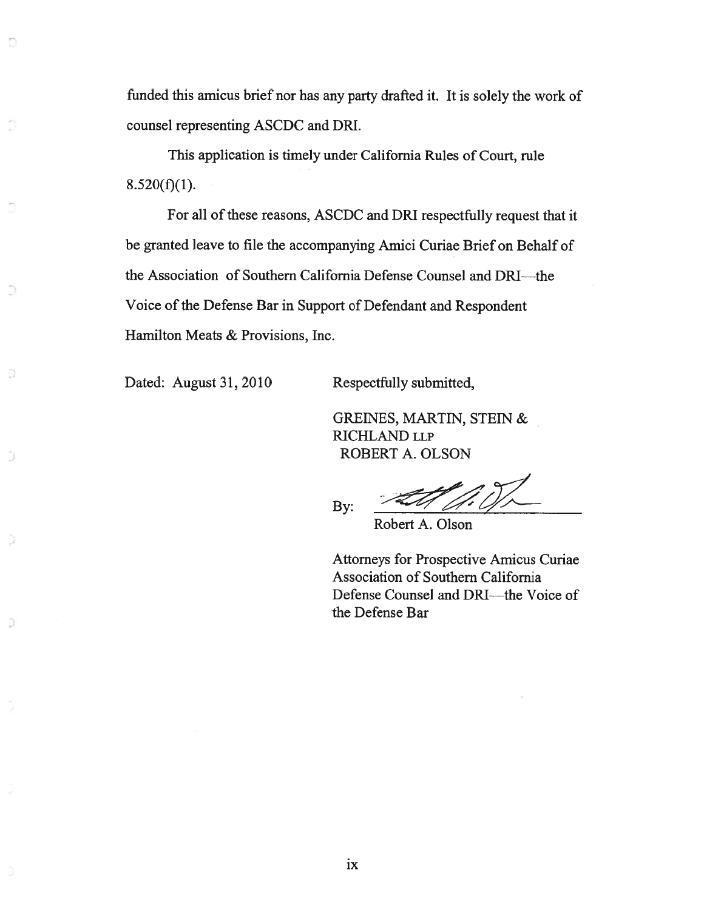funded this amicus brief nor has any party drafted it. It is solely the work of counsel representing ASCDC and DRI.

This application is timely under California Rules of Court, rule 8.520(f)(1).

For all of these reasons, ASCDC and DRI respectfully request that it be granted leave to file the accompanying Amici Curiae Brief on Behalf of the Association of Southern California Defense Counsel and DRI—the Voice of the Defense Bar in Support of Defendant and Respondent Hamilton Meats & Provisions, Inc.

Dated: August 31, 2010

Respectfully submitted,

GREINES, MARTIN, STEIN & RICHLAND LLP
ROBERT A. OLSON

By: ______________________
Robert A. Olson

Attorneys for Prospective Amicus Curiae Association of Southern California Defense Counsel and DRI—the Voice of the Defense Bar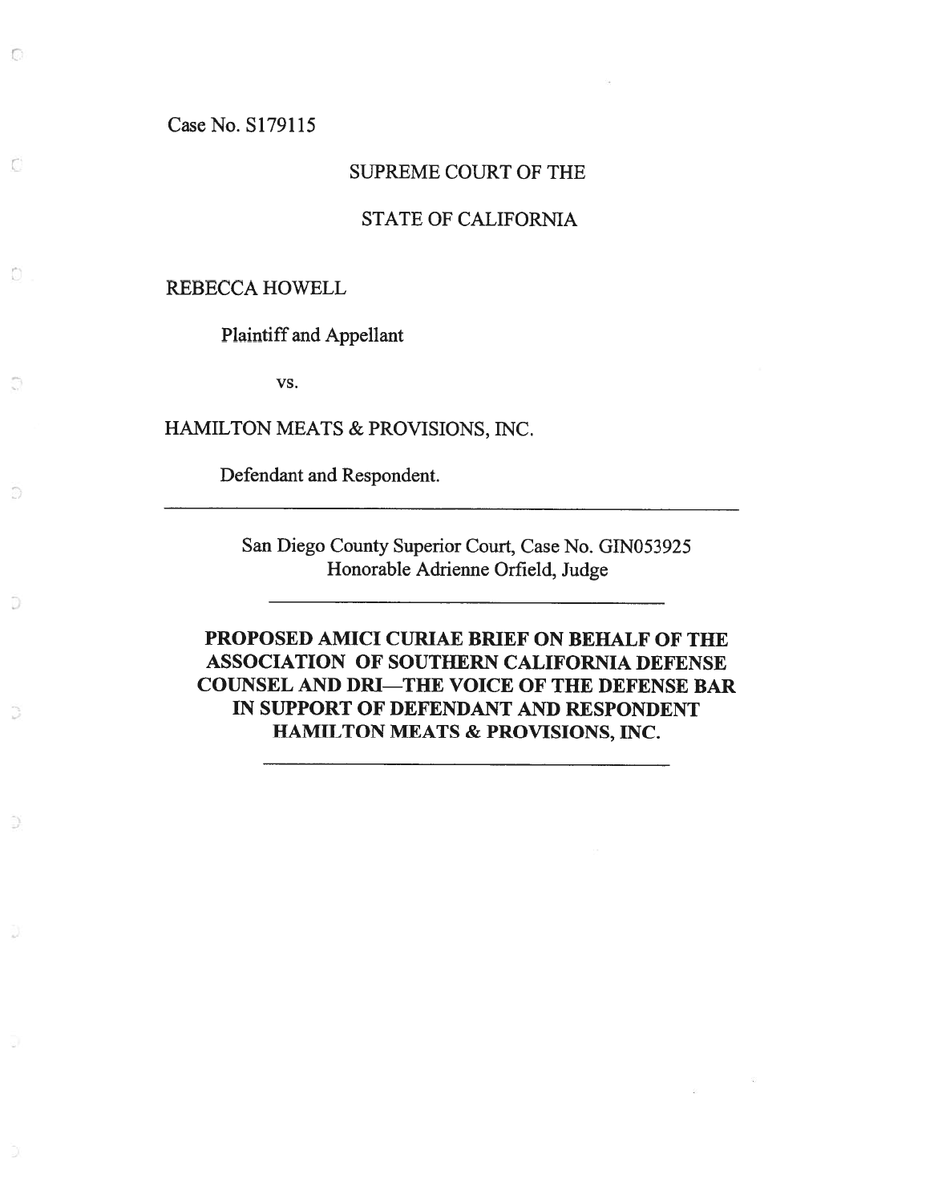Case No. S179115

SUPREME COURT OF THE

STATE OF CALIFORNIA

REBECCA HOWELL

Plaintiff and Appellant

vs.

HAMILTON MEATS & PROVISIONS, INC.

Defendant and Respondent.

---

San Diego County Superior Court, Case No. GIN053925
Honorable Adrienne Orfield, Judge

---

**PROPOSED AMICI CURIAE BRIEF ON BEHALF OF THE ASSOCIATION OF SOUTHERN CALIFORNIA DEFENSE COUNSEL AND DRI—THE VOICE OF THE DEFENSE BAR IN SUPPORT OF DEFENDANT AND RESPONDENT HAMILTON MEATS & PROVISIONS, INC.**

---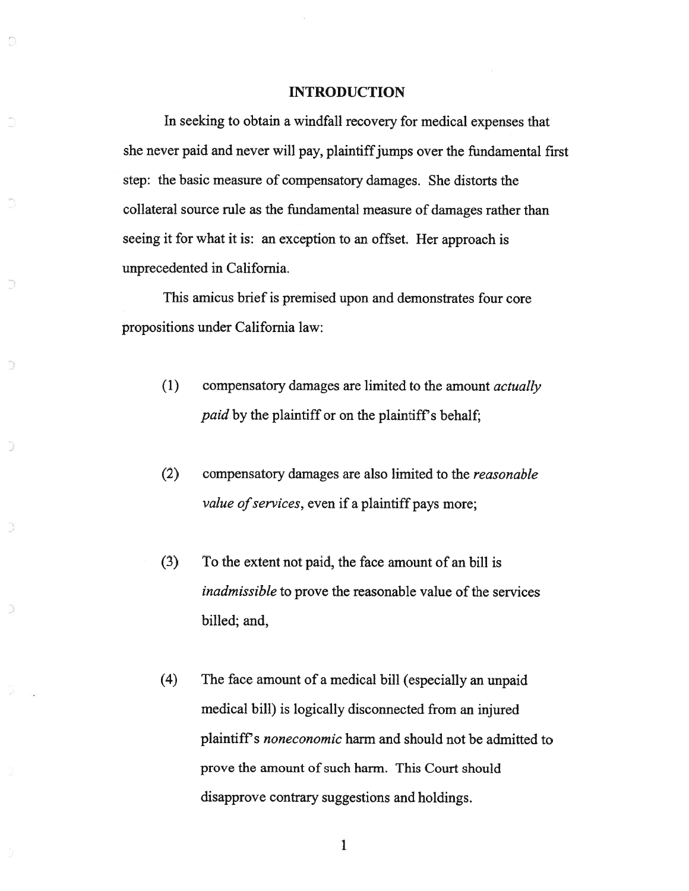## INTRODUCTION

In seeking to obtain a windfall recovery for medical expenses that she never paid and never will pay, plaintiff jumps over the fundamental first step: the basic measure of compensatory damages. She distorts the collateral source rule as the fundamental measure of damages rather than seeing it for what it is: an exception to an offset. Her approach is unprecedented in California.

This amicus brief is premised upon and demonstrates four core propositions under California law:

(1) compensatory damages are limited to the amount *actually paid* by the plaintiff or on the plaintiff's behalf;

(2) compensatory damages are also limited to the *reasonable value of services*, even if a plaintiff pays more;

(3) To the extent not paid, the face amount of an bill is *inadmissible* to prove the reasonable value of the services billed; and,

(4) The face amount of a medical bill (especially an unpaid medical bill) is logically disconnected from an injured plaintiff's *noneconomic* harm and should not be admitted to prove the amount of such harm. This Court should disapprove contrary suggestions and holdings.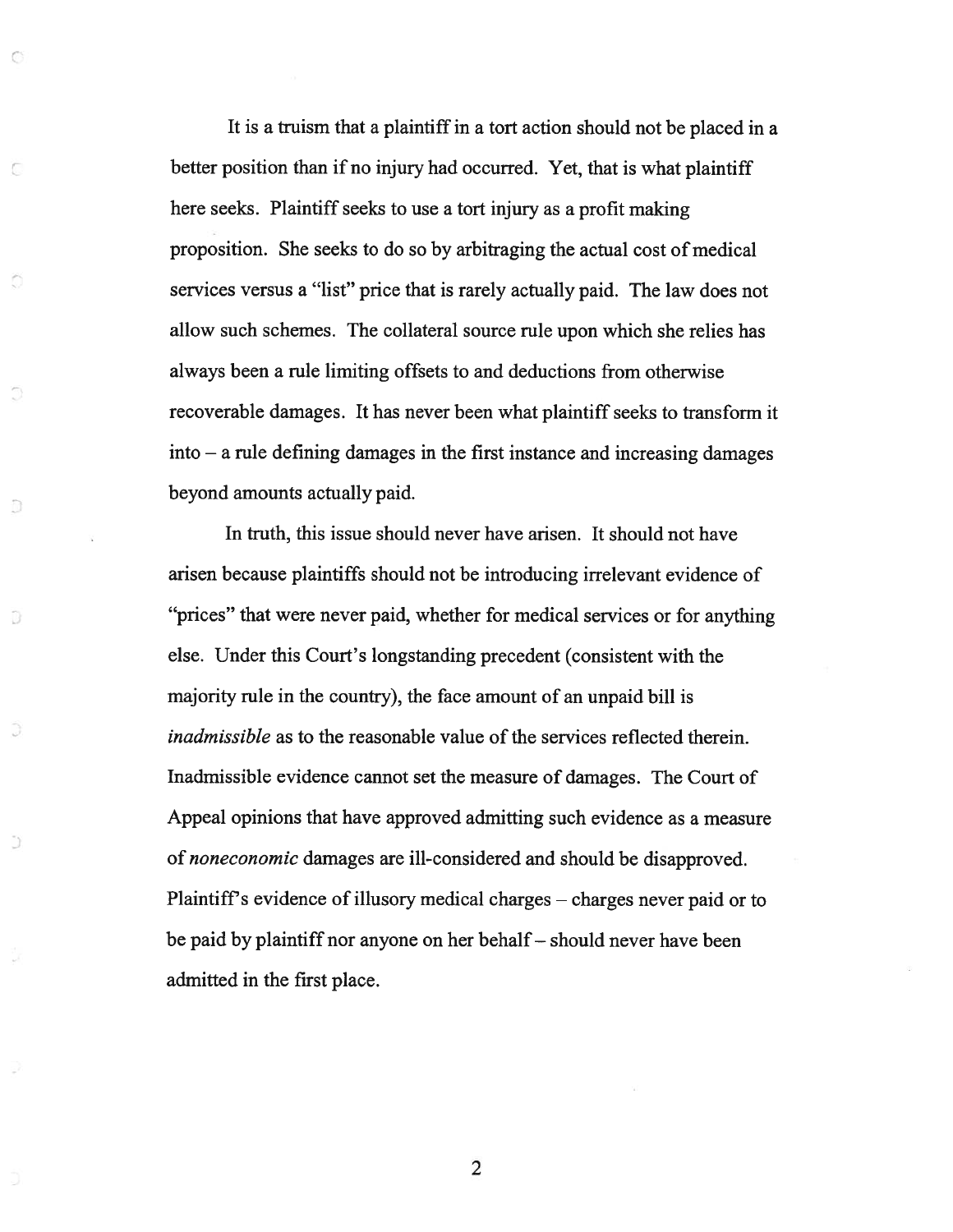It is a truism that a plaintiff in a tort action should not be placed in a better position than if no injury had occurred. Yet, that is what plaintiff here seeks. Plaintiff seeks to use a tort injury as a profit making proposition. She seeks to do so by arbitraging the actual cost of medical services versus a "list" price that is rarely actually paid. The law does not allow such schemes. The collateral source rule upon which she relies has always been a rule limiting offsets to and deductions from otherwise recoverable damages. It has never been what plaintiff seeks to transform it into – a rule defining damages in the first instance and increasing damages beyond amounts actually paid.

In truth, this issue should never have arisen. It should not have arisen because plaintiffs should not be introducing irrelevant evidence of "prices" that were never paid, whether for medical services or for anything else. Under this Court's longstanding precedent (consistent with the majority rule in the country), the face amount of an unpaid bill is *inadmissible* as to the reasonable value of the services reflected therein. Inadmissible evidence cannot set the measure of damages. The Court of Appeal opinions that have approved admitting such evidence as a measure of *noneconomic* damages are ill-considered and should be disapproved. Plaintiff's evidence of illusory medical charges – charges never paid or to be paid by plaintiff nor anyone on her behalf – should never have been admitted in the first place.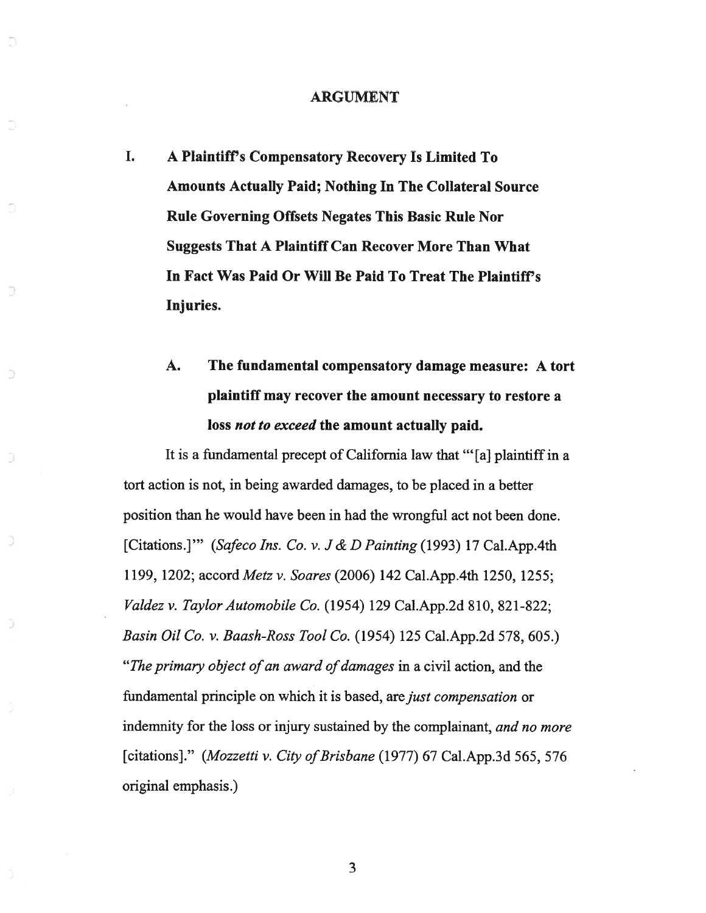## ARGUMENT

### I. A Plaintiff's Compensatory Recovery Is Limited To Amounts Actually Paid; Nothing In The Collateral Source Rule Governing Offsets Negates This Basic Rule Nor Suggests That A Plaintiff Can Recover More Than What In Fact Was Paid Or Will Be Paid To Treat The Plaintiff's Injuries.

#### A. The fundamental compensatory damage measure: A tort plaintiff may recover the amount necessary to restore a loss *not to exceed* the amount actually paid.

It is a fundamental precept of California law that "'[a] plaintiff in a tort action is not, in being awarded damages, to be placed in a better position than he would have been in had the wrongful act not been done. [Citations.]'" (*Safeco Ins. Co. v. J & D Painting* (1993) 17 Cal.App.4th 1199, 1202; accord *Metz v. Soares* (2006) 142 Cal.App.4th 1250, 1255; *Valdez v. Taylor Automobile Co.* (1954) 129 Cal.App.2d 810, 821-822; *Basin Oil Co. v. Baash-Ross Tool Co.* (1954) 125 Cal.App.2d 578, 605.) "*The primary object of an award of damages* in a civil action, and the fundamental principle on which it is based, are *just compensation* or indemnity for the loss or injury sustained by the complainant, *and no more* [citations]." (*Mozzetti v. City of Brisbane* (1977) 67 Cal.App.3d 565, 576 original emphasis.)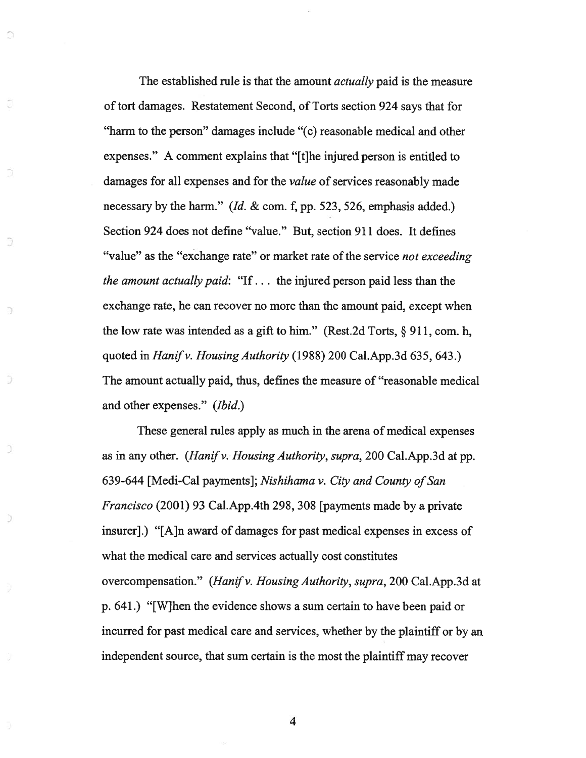The established rule is that the amount *actually* paid is the measure of tort damages. Restatement Second, of Torts section 924 says that for "harm to the person" damages include "(c) reasonable medical and other expenses." A comment explains that "[t]he injured person is entitled to damages for all expenses and for the *value* of services reasonably made necessary by the harm." (*Id.* & com. f, pp. 523, 526, emphasis added.) Section 924 does not define "value." But, section 911 does. It defines "value" as the "exchange rate" or market rate of the service *not exceeding the amount actually paid*: "If . . . the injured person paid less than the exchange rate, he can recover no more than the amount paid, except when the low rate was intended as a gift to him." (Rest.2d Torts, § 911, com. h, quoted in *Hanif v. Housing Authority* (1988) 200 Cal.App.3d 635, 643.) The amount actually paid, thus, defines the measure of "reasonable medical and other expenses." (*Ibid.*)

These general rules apply as much in the arena of medical expenses as in any other. (*Hanif v. Housing Authority*, *supra*, 200 Cal.App.3d at pp. 639-644 [Medi-Cal payments]; *Nishihama v. City and County of San Francisco* (2001) 93 Cal.App.4th 298, 308 [payments made by a private insurer].) "[A]n award of damages for past medical expenses in excess of what the medical care and services actually cost constitutes overcompensation." (*Hanif v. Housing Authority*, *supra*, 200 Cal.App.3d at p. 641.) "[W]hen the evidence shows a sum certain to have been paid or incurred for past medical care and services, whether by the plaintiff or by an independent source, that sum certain is the most the plaintiff may recover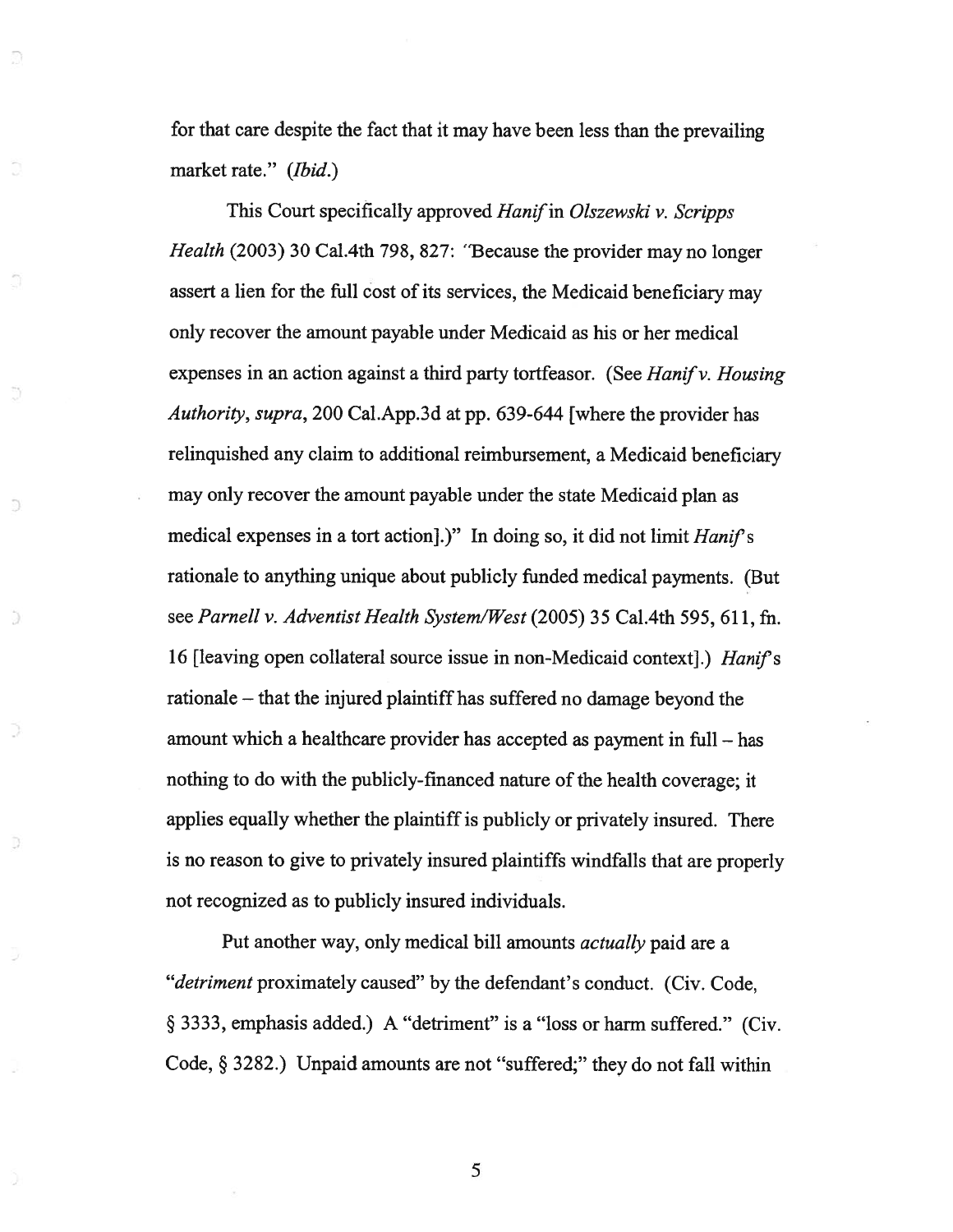for that care despite the fact that it may have been less than the prevailing market rate." (*Ibid.*)

This Court specifically approved *Hanif* in *Olszewski v. Scripps Health* (2003) 30 Cal.4th 798, 827: "Because the provider may no longer assert a lien for the full cost of its services, the Medicaid beneficiary may only recover the amount payable under Medicaid as his or her medical expenses in an action against a third party tortfeasor. (See *Hanif v. Housing Authority*, *supra*, 200 Cal.App.3d at pp. 639-644 [where the provider has relinquished any claim to additional reimbursement, a Medicaid beneficiary may only recover the amount payable under the state Medicaid plan as medical expenses in a tort action].)" In doing so, it did not limit *Hanif*'s rationale to anything unique about publicly funded medical payments. (But see *Parnell v. Adventist Health System/West* (2005) 35 Cal.4th 595, 611, fn. 16 [leaving open collateral source issue in non-Medicaid context].) *Hanif*'s rationale – that the injured plaintiff has suffered no damage beyond the amount which a healthcare provider has accepted as payment in full – has nothing to do with the publicly-financed nature of the health coverage; it applies equally whether the plaintiff is publicly or privately insured. There is no reason to give to privately insured plaintiffs windfalls that are properly not recognized as to publicly insured individuals.

Put another way, only medical bill amounts *actually* paid are a "*detriment* proximately caused" by the defendant's conduct. (Civ. Code, § 3333, emphasis added.) A "detriment" is a "loss or harm suffered." (Civ. Code, § 3282.) Unpaid amounts are not "suffered;" they do not fall within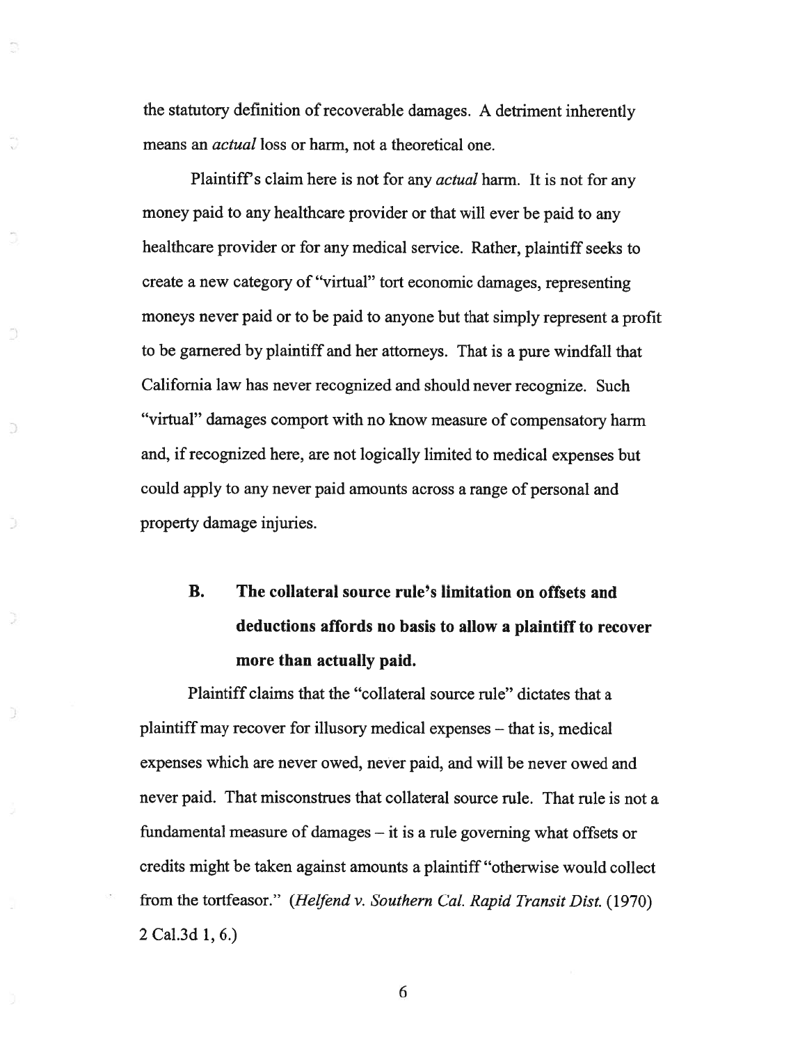the statutory definition of recoverable damages. A detriment inherently means an *actual* loss or harm, not a theoretical one.

Plaintiff's claim here is not for any *actual* harm. It is not for any money paid to any healthcare provider or that will ever be paid to any healthcare provider or for any medical service. Rather, plaintiff seeks to create a new category of "virtual" tort economic damages, representing moneys never paid or to be paid to anyone but that simply represent a profit to be garnered by plaintiff and her attorneys. That is a pure windfall that California law has never recognized and should never recognize. Such "virtual" damages comport with no know measure of compensatory harm and, if recognized here, are not logically limited to medical expenses but could apply to any never paid amounts across a range of personal and property damage injuries.

### B. The collateral source rule's limitation on offsets and deductions affords no basis to allow a plaintiff to recover more than actually paid.

Plaintiff claims that the "collateral source rule" dictates that a plaintiff may recover for illusory medical expenses – that is, medical expenses which are never owed, never paid, and will be never owed and never paid. That misconstrues that collateral source rule. That rule is not a fundamental measure of damages – it is a rule governing what offsets or credits might be taken against amounts a plaintiff "otherwise would collect from the tortfeasor." (*Helfend v. Southern Cal. Rapid Transit Dist.* (1970) 2 Cal.3d 1, 6.)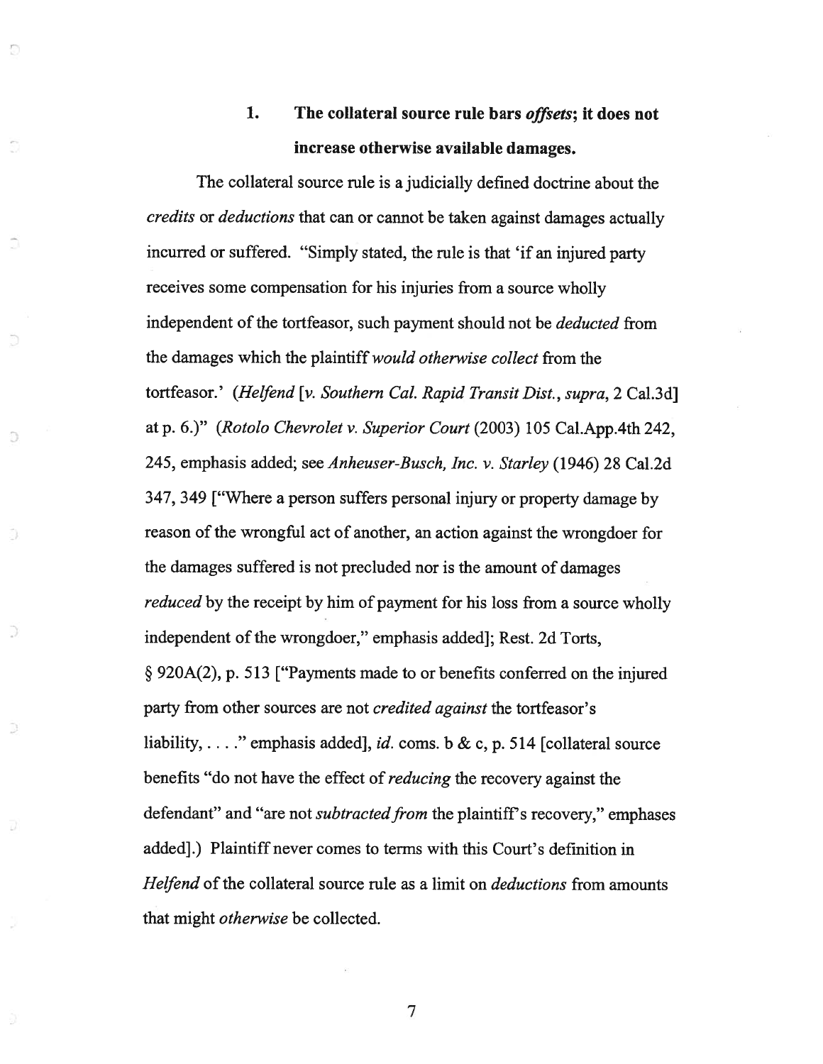### 1. **The collateral source rule bars *offsets*; it does not increase otherwise available damages.**

The collateral source rule is a judicially defined doctrine about the *credits* or *deductions* that can or cannot be taken against damages actually incurred or suffered. "Simply stated, the rule is that 'if an injured party receives some compensation for his injuries from a source wholly independent of the tortfeasor, such payment should not be *deducted* from the damages which the plaintiff *would otherwise collect* from the tortfeasor.' (*Helfend* [*v. Southern Cal. Rapid Transit Dist.*, *supra*, 2 Cal.3d] at p. 6.)" (*Rotolo Chevrolet v. Superior Court* (2003) 105 Cal.App.4th 242, 245, emphasis added; see *Anheuser-Busch, Inc. v. Starley* (1946) 28 Cal.2d 347, 349 ["Where a person suffers personal injury or property damage by reason of the wrongful act of another, an action against the wrongdoer for the damages suffered is not precluded nor is the amount of damages *reduced* by the receipt by him of payment for his loss from a source wholly independent of the wrongdoer," emphasis added]; Rest. 2d Torts, § 920A(2), p. 513 ["Payments made to or benefits conferred on the injured party from other sources are not *credited against* the tortfeasor's liability, . . . ." emphasis added], *id.* coms. b & c, p. 514 [collateral source benefits "do not have the effect of *reducing* the recovery against the defendant" and "are not *subtracted from* the plaintiff's recovery," emphases added].) Plaintiff never comes to terms with this Court's definition in *Helfend* of the collateral source rule as a limit on *deductions* from amounts that might *otherwise* be collected.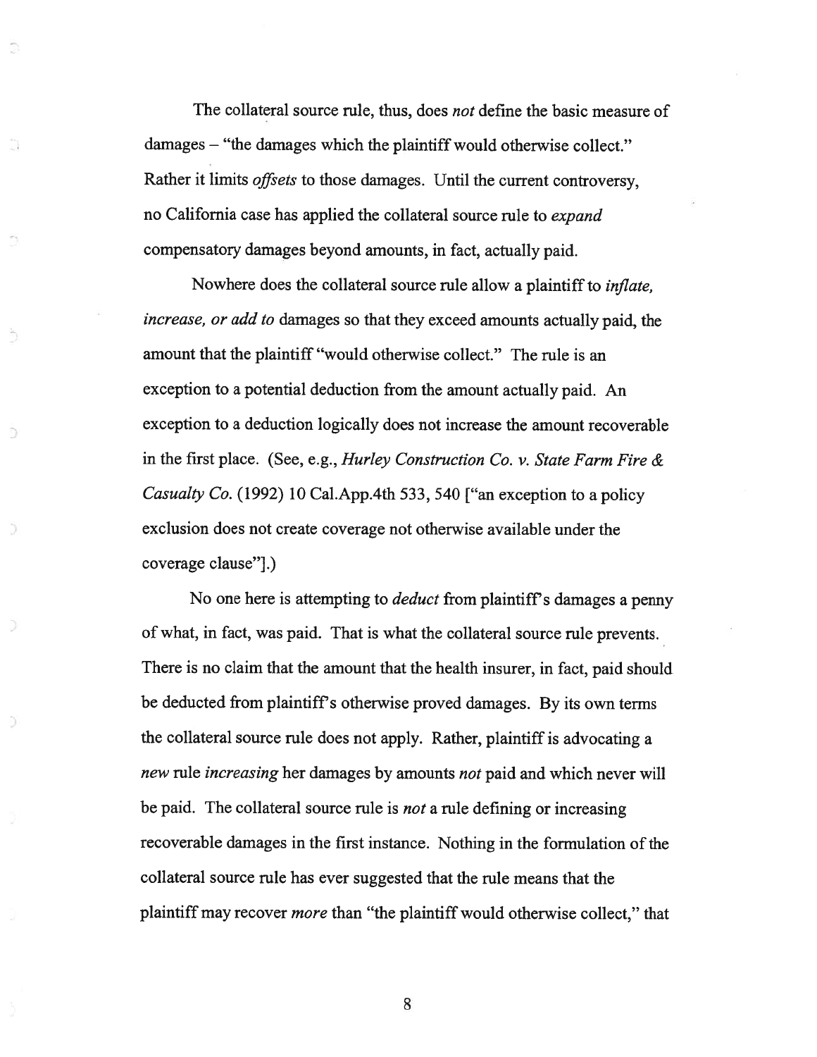The collateral source rule, thus, does *not* define the basic measure of damages – "the damages which the plaintiff would otherwise collect." Rather it limits *offsets* to those damages. Until the current controversy, no California case has applied the collateral source rule to *expand* compensatory damages beyond amounts, in fact, actually paid.

Nowhere does the collateral source rule allow a plaintiff to *inflate, increase, or add to* damages so that they exceed amounts actually paid, the amount that the plaintiff "would otherwise collect." The rule is an exception to a potential deduction from the amount actually paid. An exception to a deduction logically does not increase the amount recoverable in the first place. (See, e.g., *Hurley Construction Co. v. State Farm Fire & Casualty Co.* (1992) 10 Cal.App.4th 533, 540 ["an exception to a policy exclusion does not create coverage not otherwise available under the coverage clause"].)

No one here is attempting to *deduct* from plaintiff's damages a penny of what, in fact, was paid. That is what the collateral source rule prevents. There is no claim that the amount that the health insurer, in fact, paid should be deducted from plaintiff's otherwise proved damages. By its own terms the collateral source rule does not apply. Rather, plaintiff is advocating a *new* rule *increasing* her damages by amounts *not* paid and which never will be paid. The collateral source rule is *not* a rule defining or increasing recoverable damages in the first instance. Nothing in the formulation of the collateral source rule has ever suggested that the rule means that the plaintiff may recover *more* than "the plaintiff would otherwise collect," that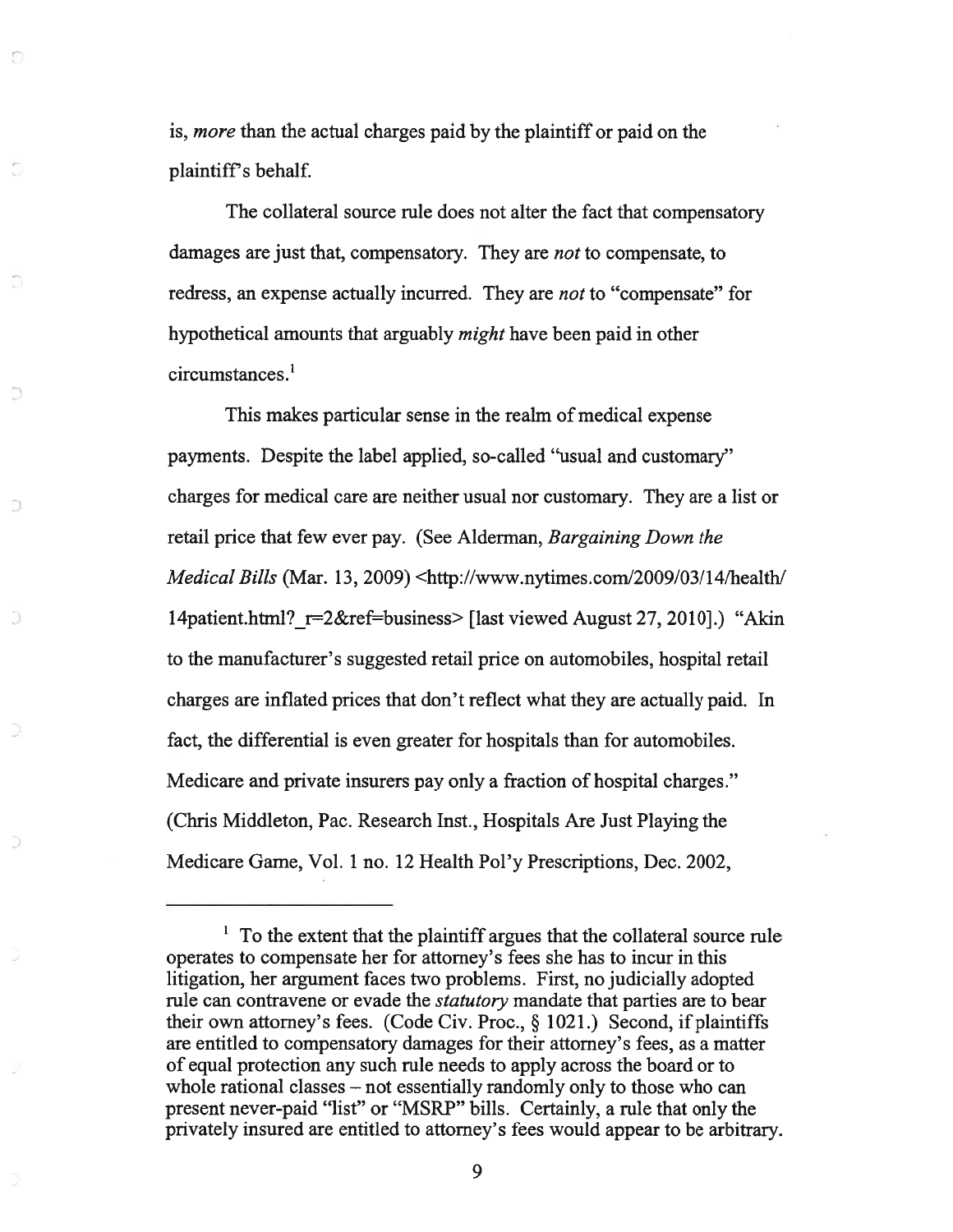is, *more* than the actual charges paid by the plaintiff or paid on the plaintiff's behalf.

The collateral source rule does not alter the fact that compensatory damages are just that, compensatory. They are *not* to compensate, to redress, an expense actually incurred. They are *not* to "compensate" for hypothetical amounts that arguably *might* have been paid in other circumstances.[1]

This makes particular sense in the realm of medical expense payments. Despite the label applied, so-called "usual and customary" charges for medical care are neither usual nor customary. They are a list or retail price that few ever pay. (See Alderman, *Bargaining Down the Medical Bills* (Mar. 13, 2009) <http://www.nytimes.com/2009/03/14/health/14patient.html?_r=2&ref=business> [last viewed August 27, 2010].) "Akin to the manufacturer's suggested retail price on automobiles, hospital retail charges are inflated prices that don't reflect what they are actually paid. In fact, the differential is even greater for hospitals than for automobiles. Medicare and private insurers pay only a fraction of hospital charges." (Chris Middleton, Pac. Research Inst., Hospitals Are Just Playing the Medicare Game, Vol. 1 no. 12 Health Pol'y Prescriptions, Dec. 2002,

---

[1] To the extent that the plaintiff argues that the collateral source rule operates to compensate her for attorney's fees she has to incur in this litigation, her argument faces two problems. First, no judicially adopted rule can contravene or evade the *statutory* mandate that parties are to bear their own attorney's fees. (Code Civ. Proc., § 1021.) Second, if plaintiffs are entitled to compensatory damages for their attorney's fees, as a matter of equal protection any such rule needs to apply across the board or to whole rational classes – not essentially randomly only to those who can present never-paid "list" or "MSRP" bills. Certainly, a rule that only the privately insured are entitled to attorney's fees would appear to be arbitrary.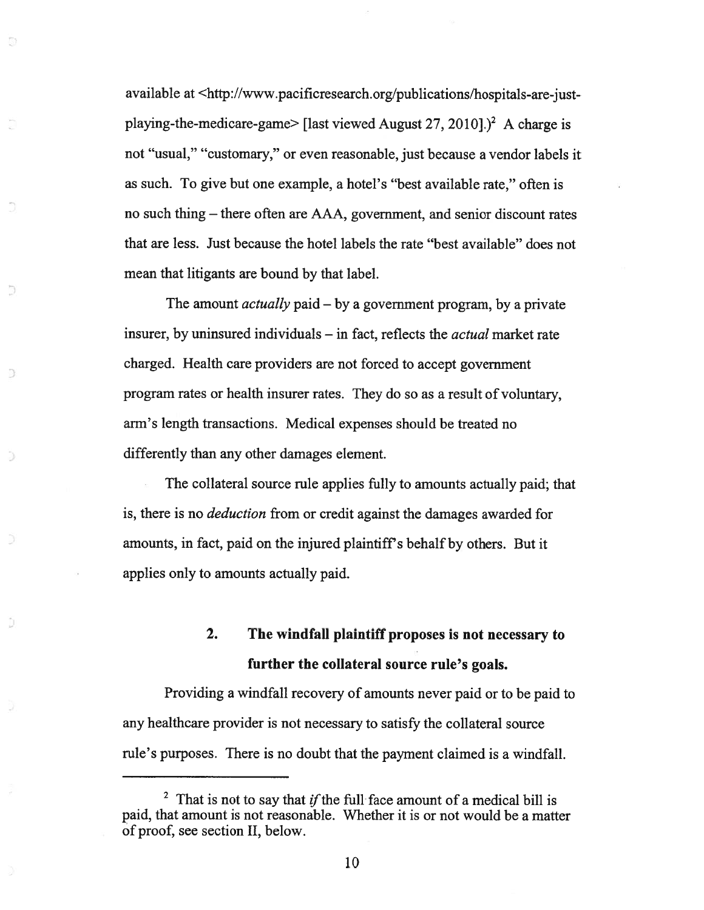available at <http://www.pacificresearch.org/publications/hospitals-are-just-playing-the-medicare-game> [last viewed August 27, 2010].)[2] A charge is not "usual," "customary," or even reasonable, just because a vendor labels it as such. To give but one example, a hotel's "best available rate," often is no such thing – there often are AAA, government, and senior discount rates that are less. Just because the hotel labels the rate "best available" does not mean that litigants are bound by that label.

The amount *actually* paid – by a government program, by a private insurer, by uninsured individuals – in fact, reflects the *actual* market rate charged. Health care providers are not forced to accept government program rates or health insurer rates. They do so as a result of voluntary, arm's length transactions. Medical expenses should be treated no differently than any other damages element.

The collateral source rule applies fully to amounts actually paid; that is, there is no *deduction* from or credit against the damages awarded for amounts, in fact, paid on the injured plaintiff's behalf by others. But it applies only to amounts actually paid.

### 2. The windfall plaintiff proposes is not necessary to further the collateral source rule's goals.

Providing a windfall recovery of amounts never paid or to be paid to any healthcare provider is not necessary to satisfy the collateral source rule's purposes. There is no doubt that the payment claimed is a windfall.

---

[2] That is not to say that *if* the full face amount of a medical bill is paid, that amount is not reasonable. Whether it is or not would be a matter of proof, see section II, below.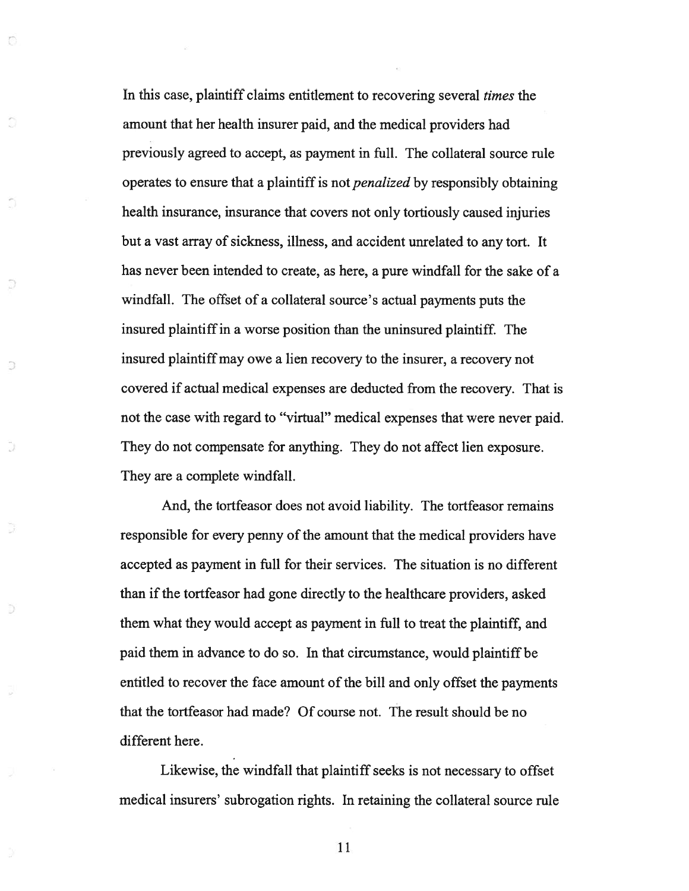In this case, plaintiff claims entitlement to recovering several *times* the amount that her health insurer paid, and the medical providers had previously agreed to accept, as payment in full. The collateral source rule operates to ensure that a plaintiff is not *penalized* by responsibly obtaining health insurance, insurance that covers not only tortiously caused injuries but a vast array of sickness, illness, and accident unrelated to any tort. It has never been intended to create, as here, a pure windfall for the sake of a windfall. The offset of a collateral source's actual payments puts the insured plaintiff in a worse position than the uninsured plaintiff. The insured plaintiff may owe a lien recovery to the insurer, a recovery not covered if actual medical expenses are deducted from the recovery. That is not the case with regard to "virtual" medical expenses that were never paid. They do not compensate for anything. They do not affect lien exposure. They are a complete windfall.

And, the tortfeasor does not avoid liability. The tortfeasor remains responsible for every penny of the amount that the medical providers have accepted as payment in full for their services. The situation is no different than if the tortfeasor had gone directly to the healthcare providers, asked them what they would accept as payment in full to treat the plaintiff, and paid them in advance to do so. In that circumstance, would plaintiff be entitled to recover the face amount of the bill and only offset the payments that the tortfeasor had made? Of course not. The result should be no different here.

Likewise, the windfall that plaintiff seeks is not necessary to offset medical insurers' subrogation rights. In retaining the collateral source rule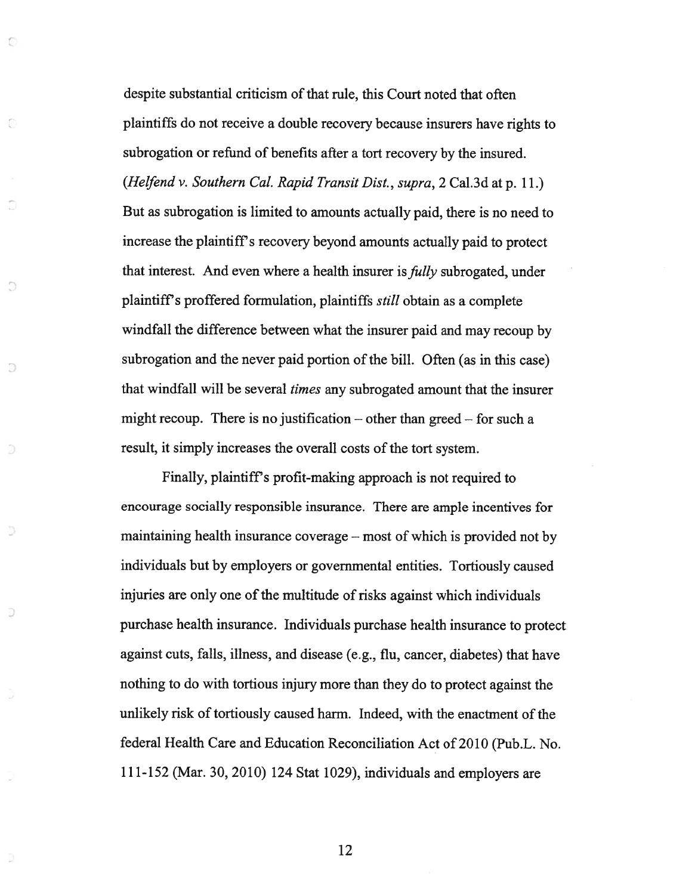despite substantial criticism of that rule, this Court noted that often plaintiffs do not receive a double recovery because insurers have rights to subrogation or refund of benefits after a tort recovery by the insured. (*Helfend v. Southern Cal. Rapid Transit Dist.*, *supra*, 2 Cal.3d at p. 11.) But as subrogation is limited to amounts actually paid, there is no need to increase the plaintiff's recovery beyond amounts actually paid to protect that interest. And even where a health insurer is *fully* subrogated, under plaintiff's proffered formulation, plaintiffs *still* obtain as a complete windfall the difference between what the insurer paid and may recoup by subrogation and the never paid portion of the bill. Often (as in this case) that windfall will be several *times* any subrogated amount that the insurer might recoup. There is no justification – other than greed – for such a result, it simply increases the overall costs of the tort system.

Finally, plaintiff's profit-making approach is not required to encourage socially responsible insurance. There are ample incentives for maintaining health insurance coverage – most of which is provided not by individuals but by employers or governmental entities. Tortiously caused injuries are only one of the multitude of risks against which individuals purchase health insurance. Individuals purchase health insurance to protect against cuts, falls, illness, and disease (e.g., flu, cancer, diabetes) that have nothing to do with tortious injury more than they do to protect against the unlikely risk of tortiously caused harm. Indeed, with the enactment of the federal Health Care and Education Reconciliation Act of 2010 (Pub.L. No. 111-152 (Mar. 30, 2010) 124 Stat 1029), individuals and employers are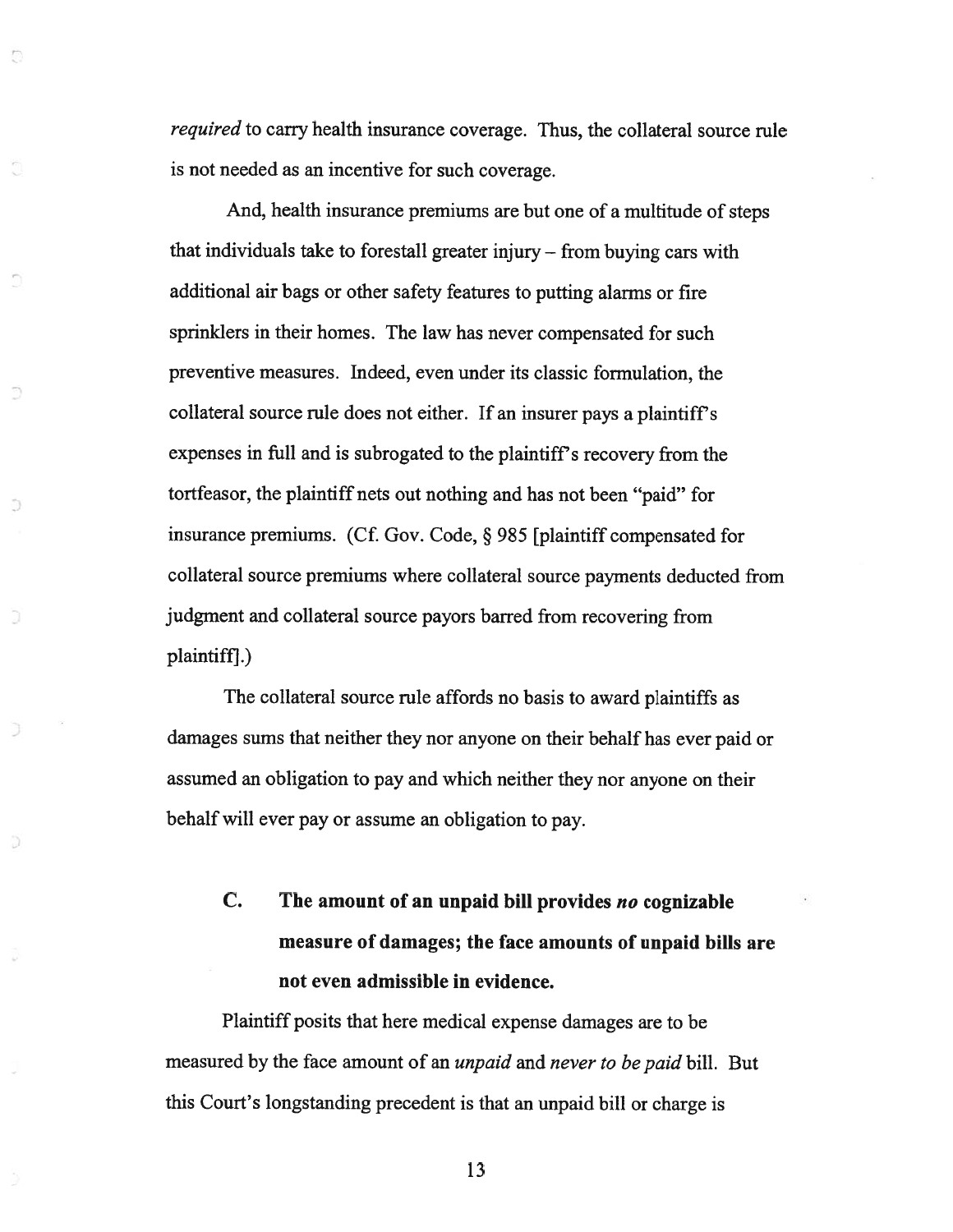*required* to carry health insurance coverage. Thus, the collateral source rule is not needed as an incentive for such coverage.

And, health insurance premiums are but one of a multitude of steps that individuals take to forestall greater injury – from buying cars with additional air bags or other safety features to putting alarms or fire sprinklers in their homes. The law has never compensated for such preventive measures. Indeed, even under its classic formulation, the collateral source rule does not either. If an insurer pays a plaintiff's expenses in full and is subrogated to the plaintiff's recovery from the tortfeasor, the plaintiff nets out nothing and has not been "paid" for insurance premiums. (Cf. Gov. Code, § 985 [plaintiff compensated for collateral source premiums where collateral source payments deducted from judgment and collateral source payors barred from recovering from plaintiff].)

The collateral source rule affords no basis to award plaintiffs as damages sums that neither they nor anyone on their behalf has ever paid or assumed an obligation to pay and which neither they nor anyone on their behalf will ever pay or assume an obligation to pay.

### C. The amount of an unpaid bill provides *no* cognizable measure of damages; the face amounts of unpaid bills are not even admissible in evidence.

Plaintiff posits that here medical expense damages are to be measured by the face amount of an *unpaid* and *never to be paid* bill. But this Court's longstanding precedent is that an unpaid bill or charge is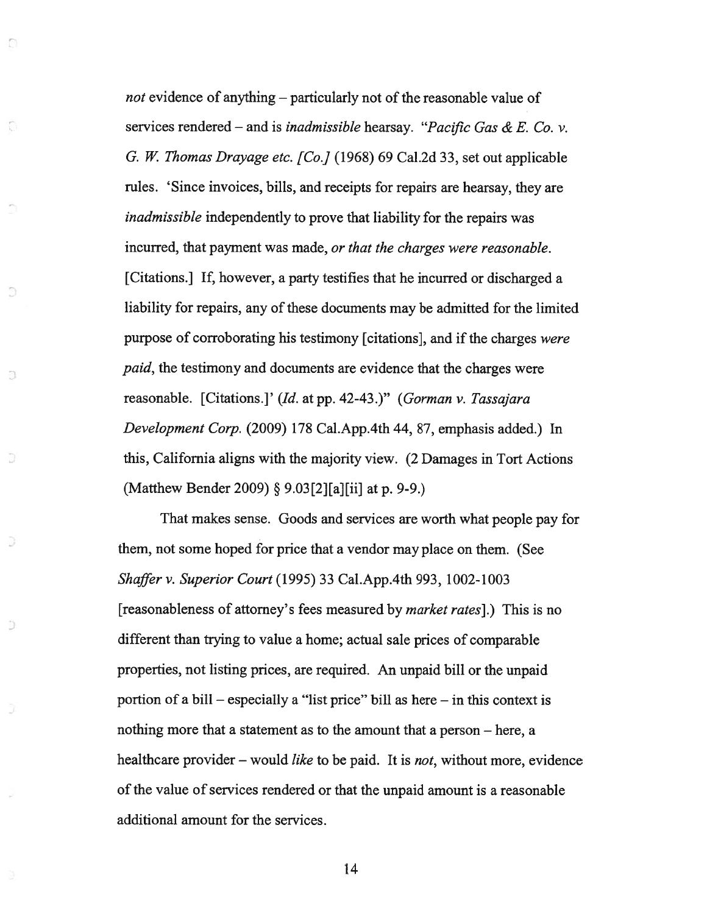*not* evidence of anything – particularly not of the reasonable value of services rendered – and is *inadmissible* hearsay. "*Pacific Gas & E. Co. v. G. W. Thomas Drayage etc. [Co.]* (1968) 69 Cal.2d 33, set out applicable rules. 'Since invoices, bills, and receipts for repairs are hearsay, they are *inadmissible* independently to prove that liability for the repairs was incurred, that payment was made, *or that the charges were reasonable*. [Citations.] If, however, a party testifies that he incurred or discharged a liability for repairs, any of these documents may be admitted for the limited purpose of corroborating his testimony [citations], and if the charges *were paid*, the testimony and documents are evidence that the charges were reasonable. [Citations.]' (*Id.* at pp. 42-43.)" (*Gorman v. Tassajara Development Corp.* (2009) 178 Cal.App.4th 44, 87, emphasis added.) In this, California aligns with the majority view. (2 Damages in Tort Actions (Matthew Bender 2009) § 9.03[2][a][ii] at p. 9-9.)

That makes sense. Goods and services are worth what people pay for them, not some hoped for price that a vendor may place on them. (See *Shaffer v. Superior Court* (1995) 33 Cal.App.4th 993, 1002-1003 [reasonableness of attorney's fees measured by *market rates*].) This is no different than trying to value a home; actual sale prices of comparable properties, not listing prices, are required. An unpaid bill or the unpaid portion of a bill – especially a "list price" bill as here – in this context is nothing more that a statement as to the amount that a person – here, a healthcare provider – would *like* to be paid. It is *not*, without more, evidence of the value of services rendered or that the unpaid amount is a reasonable additional amount for the services.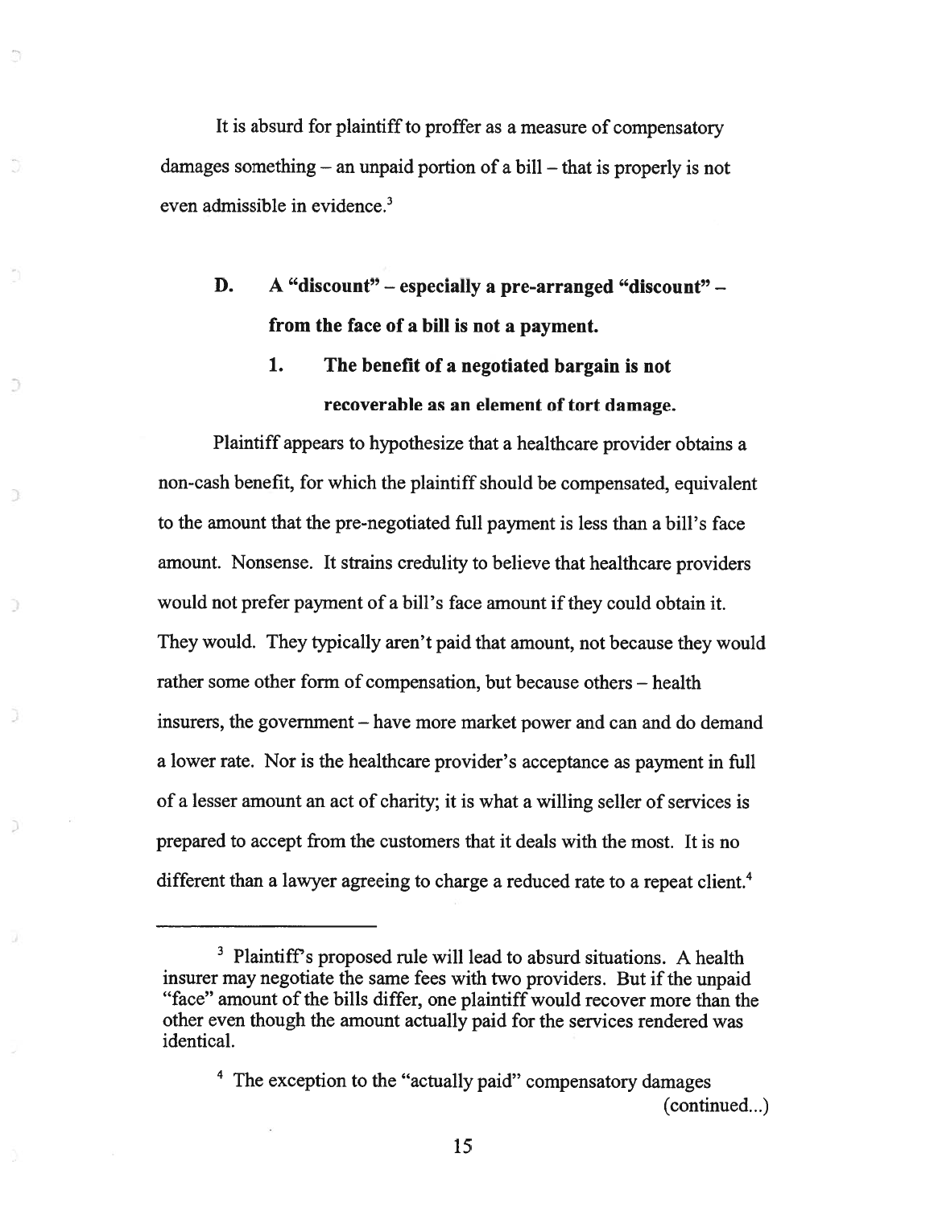It is absurd for plaintiff to proffer as a measure of compensatory damages something – an unpaid portion of a bill – that is properly is not even admissible in evidence.[3]

### D. A "discount" – especially a pre-arranged "discount" – from the face of a bill is not a payment.

#### 1. The benefit of a negotiated bargain is not recoverable as an element of tort damage.

Plaintiff appears to hypothesize that a healthcare provider obtains a non-cash benefit, for which the plaintiff should be compensated, equivalent to the amount that the pre-negotiated full payment is less than a bill's face amount. Nonsense. It strains credulity to believe that healthcare providers would not prefer payment of a bill's face amount if they could obtain it. They would. They typically aren't paid that amount, not because they would rather some other form of compensation, but because others – health insurers, the government – have more market power and can and do demand a lower rate. Nor is the healthcare provider's acceptance as payment in full of a lesser amount an act of charity; it is what a willing seller of services is prepared to accept from the customers that it deals with the most. It is no different than a lawyer agreeing to charge a reduced rate to a repeat client.[4]

---

[3] Plaintiff's proposed rule will lead to absurd situations. A health insurer may negotiate the same fees with two providers. But if the unpaid "face" amount of the bills differ, one plaintiff would recover more than the other even though the amount actually paid for the services rendered was identical.

[4] The exception to the "actually paid" compensatory damages (continued...)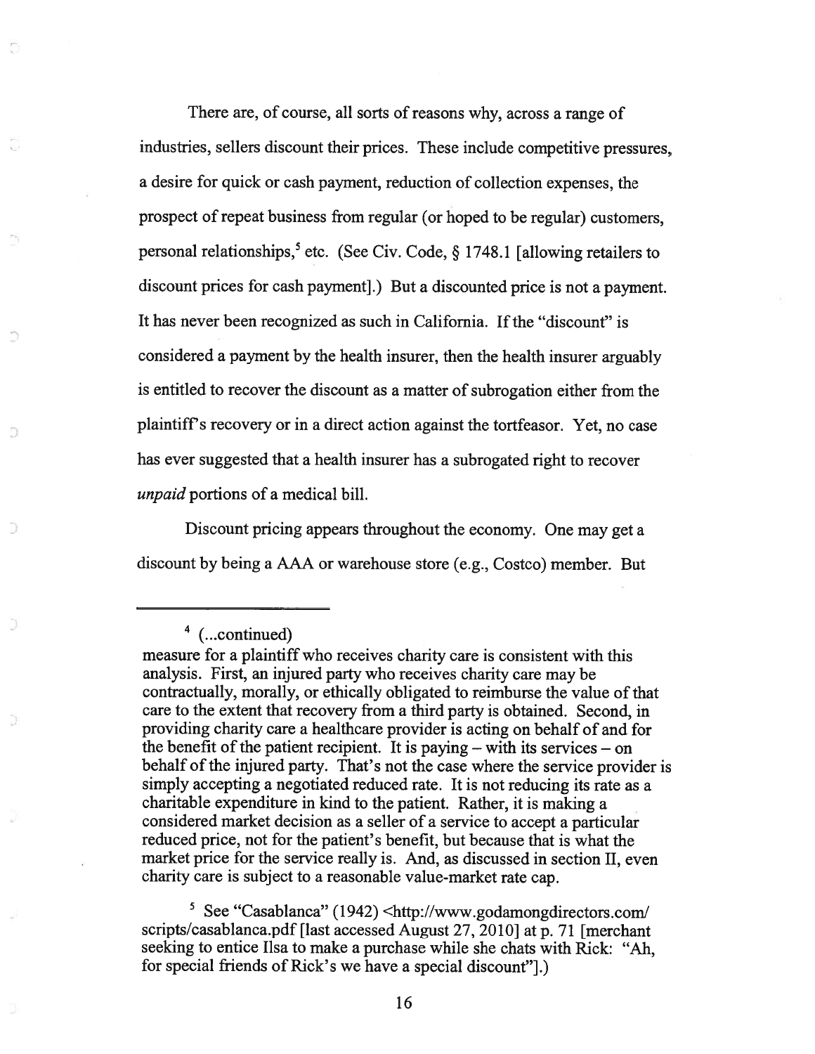There are, of course, all sorts of reasons why, across a range of industries, sellers discount their prices. These include competitive pressures, a desire for quick or cash payment, reduction of collection expenses, the prospect of repeat business from regular (or hoped to be regular) customers, personal relationships,[5] etc. (See Civ. Code, § 1748.1 [allowing retailers to discount prices for cash payment].) But a discounted price is not a payment. It has never been recognized as such in California. If the "discount" is considered a payment by the health insurer, then the health insurer arguably is entitled to recover the discount as a matter of subrogation either from the plaintiff's recovery or in a direct action against the tortfeasor. Yet, no case has ever suggested that a health insurer has a subrogated right to recover *unpaid* portions of a medical bill.

Discount pricing appears throughout the economy. One may get a discount by being a AAA or warehouse store (e.g., Costco) member. But

---

[4] (...continued)
measure for a plaintiff who receives charity care is consistent with this analysis. First, an injured party who receives charity care may be contractually, morally, or ethically obligated to reimburse the value of that care to the extent that recovery from a third party is obtained. Second, in providing charity care a healthcare provider is acting on behalf of and for the benefit of the patient recipient. It is paying – with its services – on behalf of the injured party. That's not the case where the service provider is simply accepting a negotiated reduced rate. It is not reducing its rate as a charitable expenditure in kind to the patient. Rather, it is making a considered market decision as a seller of a service to accept a particular reduced price, not for the patient's benefit, but because that is what the market price for the service really is. And, as discussed in section II, even charity care is subject to a reasonable value-market rate cap.

[5] See "Casablanca" (1942) <http://www.godamongdirectors.com/scripts/casablanca.pdf [last accessed August 27, 2010] at p. 71 [merchant seeking to entice Ilsa to make a purchase while she chats with Rick: "Ah, for special friends of Rick's we have a special discount"].)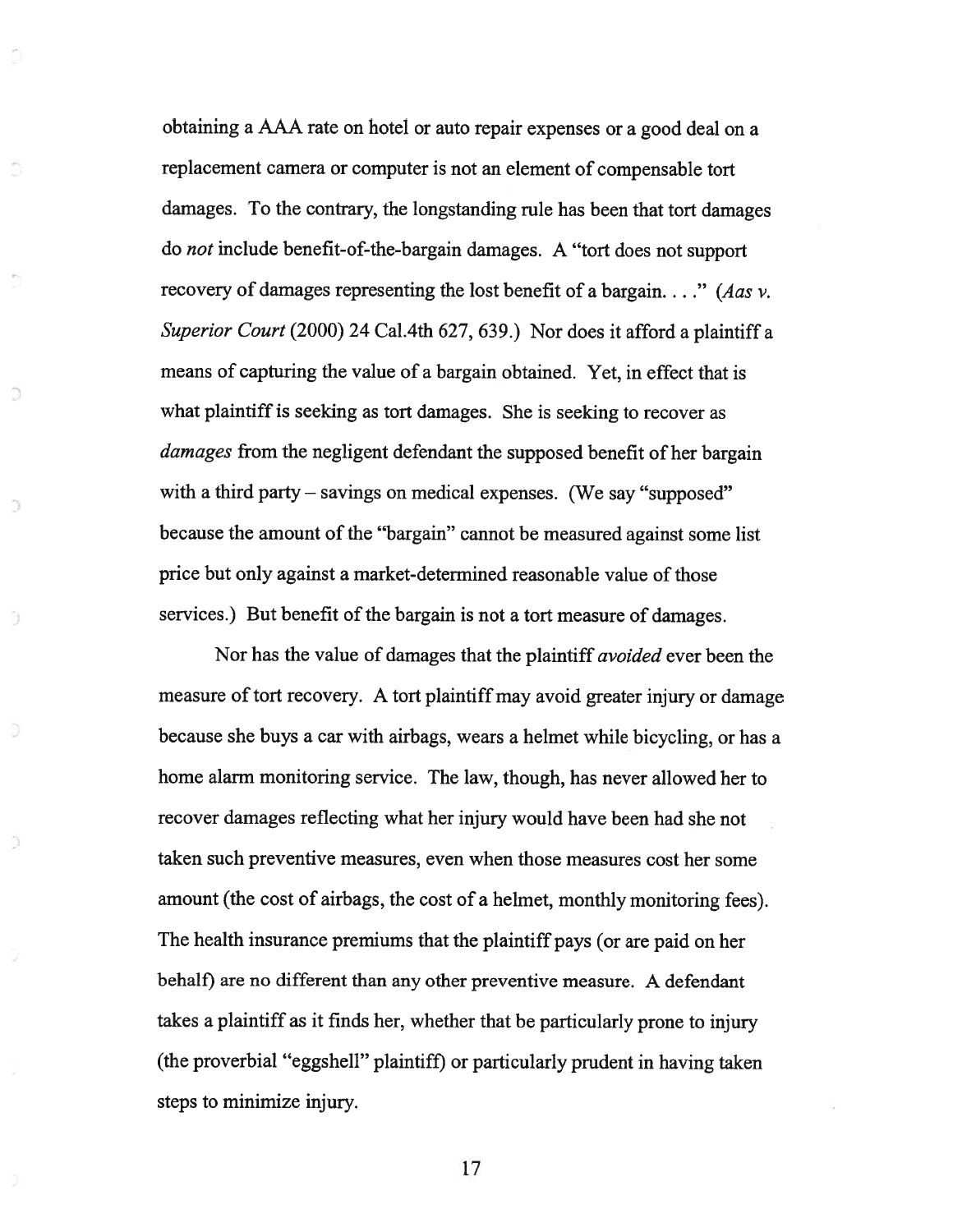obtaining a AAA rate on hotel or auto repair expenses or a good deal on a replacement camera or computer is not an element of compensable tort damages. To the contrary, the longstanding rule has been that tort damages do *not* include benefit-of-the-bargain damages. A "tort does not support recovery of damages representing the lost benefit of a bargain. . . ." (*Aas v. Superior Court* (2000) 24 Cal.4th 627, 639.) Nor does it afford a plaintiff a means of capturing the value of a bargain obtained. Yet, in effect that is what plaintiff is seeking as tort damages. She is seeking to recover as *damages* from the negligent defendant the supposed benefit of her bargain with a third party – savings on medical expenses. (We say "supposed" because the amount of the "bargain" cannot be measured against some list price but only against a market-determined reasonable value of those services.) But benefit of the bargain is not a tort measure of damages.

Nor has the value of damages that the plaintiff *avoided* ever been the measure of tort recovery. A tort plaintiff may avoid greater injury or damage because she buys a car with airbags, wears a helmet while bicycling, or has a home alarm monitoring service. The law, though, has never allowed her to recover damages reflecting what her injury would have been had she not taken such preventive measures, even when those measures cost her some amount (the cost of airbags, the cost of a helmet, monthly monitoring fees). The health insurance premiums that the plaintiff pays (or are paid on her behalf) are no different than any other preventive measure. A defendant takes a plaintiff as it finds her, whether that be particularly prone to injury (the proverbial "eggshell" plaintiff) or particularly prudent in having taken steps to minimize injury.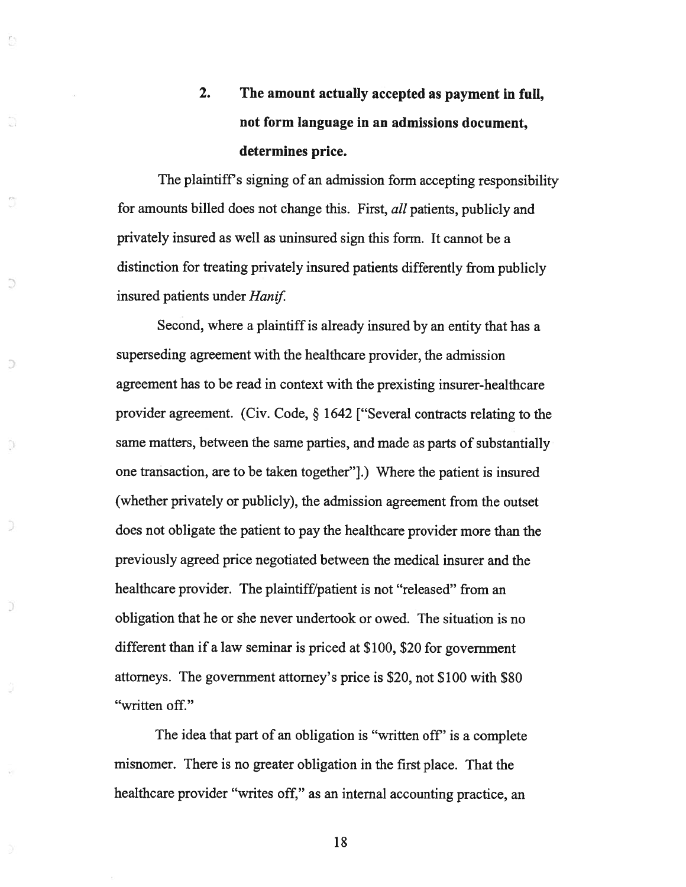### 2. The amount actually accepted as payment in full, not form language in an admissions document, determines price.

The plaintiff's signing of an admission form accepting responsibility for amounts billed does not change this. First, *all* patients, publicly and privately insured as well as uninsured sign this form. It cannot be a distinction for treating privately insured patients differently from publicly insured patients under *Hanif*.

Second, where a plaintiff is already insured by an entity that has a superseding agreement with the healthcare provider, the admission agreement has to be read in context with the prexisting insurer-healthcare provider agreement. (Civ. Code, § 1642 ["Several contracts relating to the same matters, between the same parties, and made as parts of substantially one transaction, are to be taken together"].) Where the patient is insured (whether privately or publicly), the admission agreement from the outset does not obligate the patient to pay the healthcare provider more than the previously agreed price negotiated between the medical insurer and the healthcare provider. The plaintiff/patient is not "released" from an obligation that he or she never undertook or owed. The situation is no different than if a law seminar is priced at $100, $20 for government attorneys. The government attorney's price is $20, not $100 with $80 "written off."

The idea that part of an obligation is "written off" is a complete misnomer. There is no greater obligation in the first place. That the healthcare provider "writes off," as an internal accounting practice, an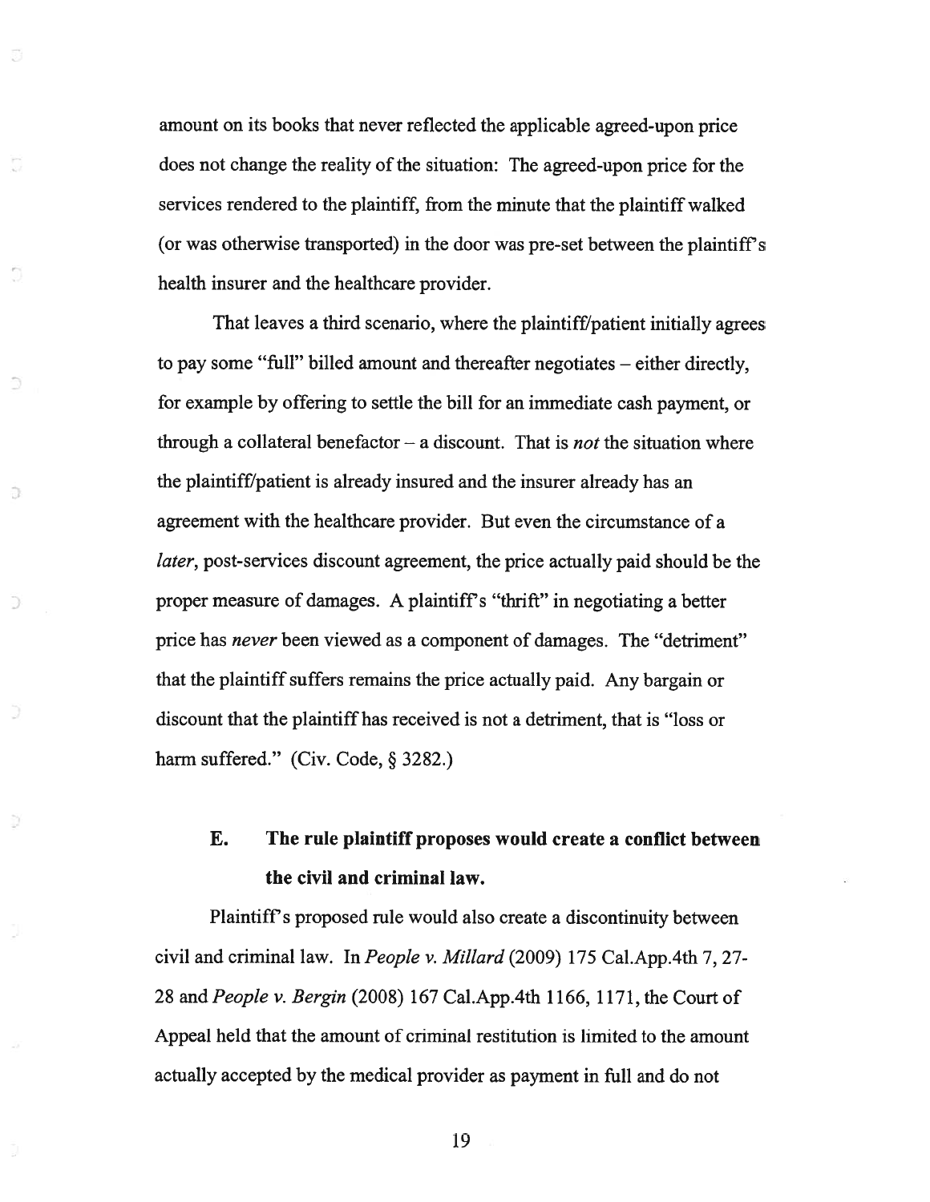amount on its books that never reflected the applicable agreed-upon price does not change the reality of the situation: The agreed-upon price for the services rendered to the plaintiff, from the minute that the plaintiff walked (or was otherwise transported) in the door was pre-set between the plaintiff's health insurer and the healthcare provider.

That leaves a third scenario, where the plaintiff/patient initially agrees to pay some "full" billed amount and thereafter negotiates – either directly, for example by offering to settle the bill for an immediate cash payment, or through a collateral benefactor – a discount. That is *not* the situation where the plaintiff/patient is already insured and the insurer already has an agreement with the healthcare provider. But even the circumstance of a *later*, post-services discount agreement, the price actually paid should be the proper measure of damages. A plaintiff's "thrift" in negotiating a better price has *never* been viewed as a component of damages. The "detriment" that the plaintiff suffers remains the price actually paid. Any bargain or discount that the plaintiff has received is not a detriment, that is "loss or harm suffered." (Civ. Code, § 3282.)

### E. The rule plaintiff proposes would create a conflict between the civil and criminal law.

Plaintiff's proposed rule would also create a discontinuity between civil and criminal law. In *People v. Millard* (2009) 175 Cal.App.4th 7, 27-28 and *People v. Bergin* (2008) 167 Cal.App.4th 1166, 1171, the Court of Appeal held that the amount of criminal restitution is limited to the amount actually accepted by the medical provider as payment in full and do not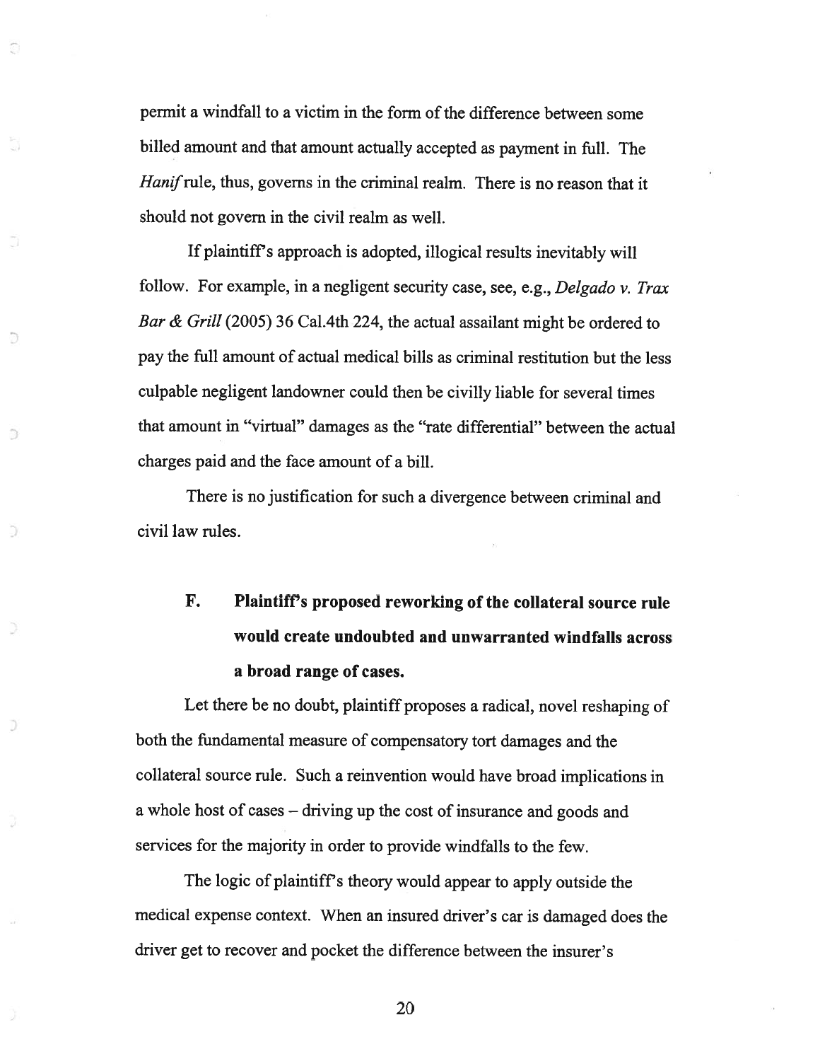permit a windfall to a victim in the form of the difference between some billed amount and that amount actually accepted as payment in full. The *Hanif* rule, thus, governs in the criminal realm. There is no reason that it should not govern in the civil realm as well.

If plaintiff's approach is adopted, illogical results inevitably will follow. For example, in a negligent security case, see, e.g., *Delgado v. Trax Bar & Grill* (2005) 36 Cal.4th 224, the actual assailant might be ordered to pay the full amount of actual medical bills as criminal restitution but the less culpable negligent landowner could then be civilly liable for several times that amount in "virtual" damages as the "rate differential" between the actual charges paid and the face amount of a bill.

There is no justification for such a divergence between criminal and civil law rules.

### F. Plaintiff's proposed reworking of the collateral source rule would create undoubted and unwarranted windfalls across a broad range of cases.

Let there be no doubt, plaintiff proposes a radical, novel reshaping of both the fundamental measure of compensatory tort damages and the collateral source rule. Such a reinvention would have broad implications in a whole host of cases – driving up the cost of insurance and goods and services for the majority in order to provide windfalls to the few.

The logic of plaintiff's theory would appear to apply outside the medical expense context. When an insured driver's car is damaged does the driver get to recover and pocket the difference between the insurer's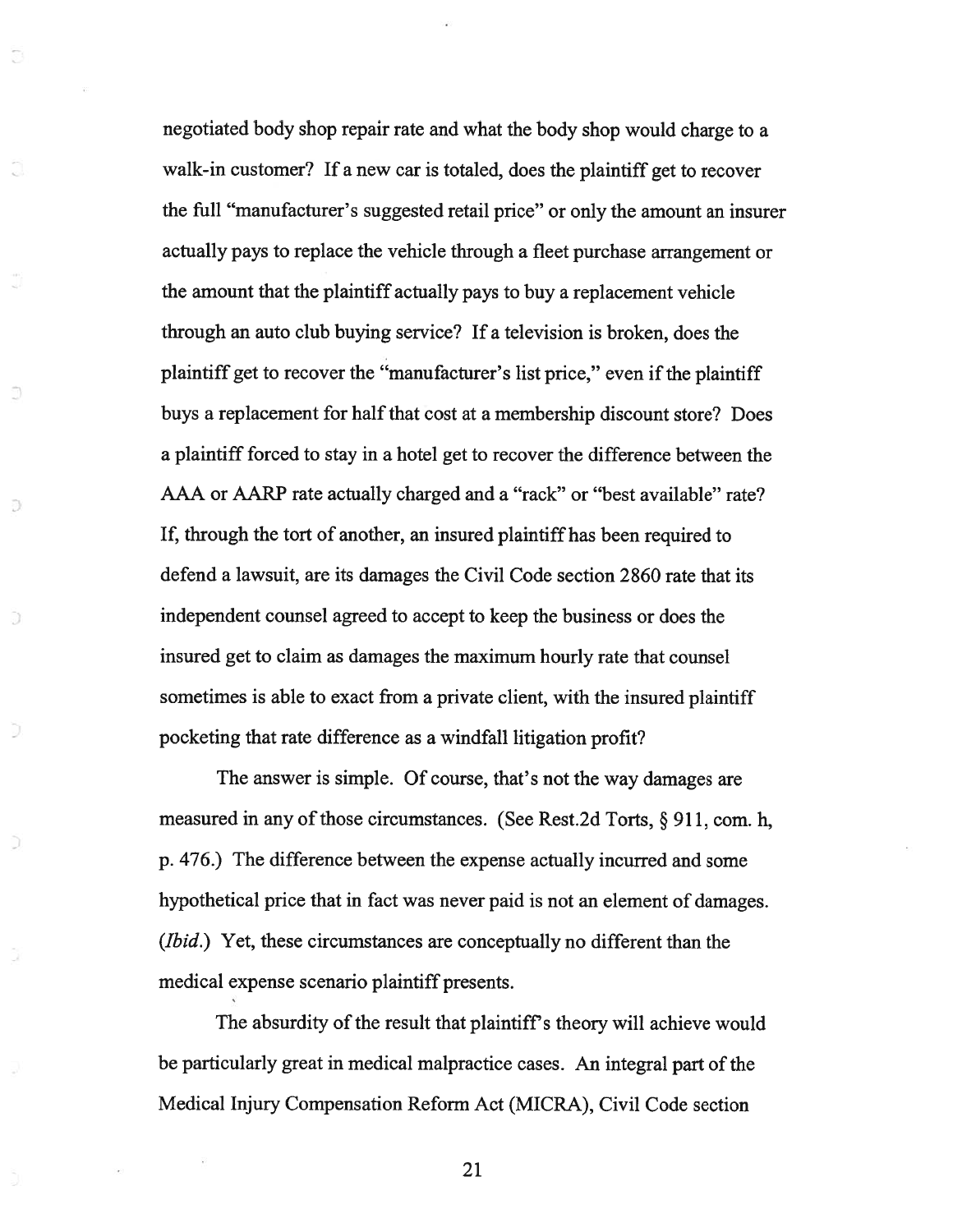negotiated body shop repair rate and what the body shop would charge to a walk-in customer? If a new car is totaled, does the plaintiff get to recover the full "manufacturer's suggested retail price" or only the amount an insurer actually pays to replace the vehicle through a fleet purchase arrangement or the amount that the plaintiff actually pays to buy a replacement vehicle through an auto club buying service? If a television is broken, does the plaintiff get to recover the "manufacturer's list price," even if the plaintiff buys a replacement for half that cost at a membership discount store? Does a plaintiff forced to stay in a hotel get to recover the difference between the AAA or AARP rate actually charged and a "rack" or "best available" rate? If, through the tort of another, an insured plaintiff has been required to defend a lawsuit, are its damages the Civil Code section 2860 rate that its independent counsel agreed to accept to keep the business or does the insured get to claim as damages the maximum hourly rate that counsel sometimes is able to exact from a private client, with the insured plaintiff pocketing that rate difference as a windfall litigation profit?

The answer is simple. Of course, that's not the way damages are measured in any of those circumstances. (See Rest.2d Torts, § 911, com. h, p. 476.) The difference between the expense actually incurred and some hypothetical price that in fact was never paid is not an element of damages. (*Ibid.*) Yet, these circumstances are conceptually no different than the medical expense scenario plaintiff presents.

The absurdity of the result that plaintiff's theory will achieve would be particularly great in medical malpractice cases. An integral part of the Medical Injury Compensation Reform Act (MICRA), Civil Code section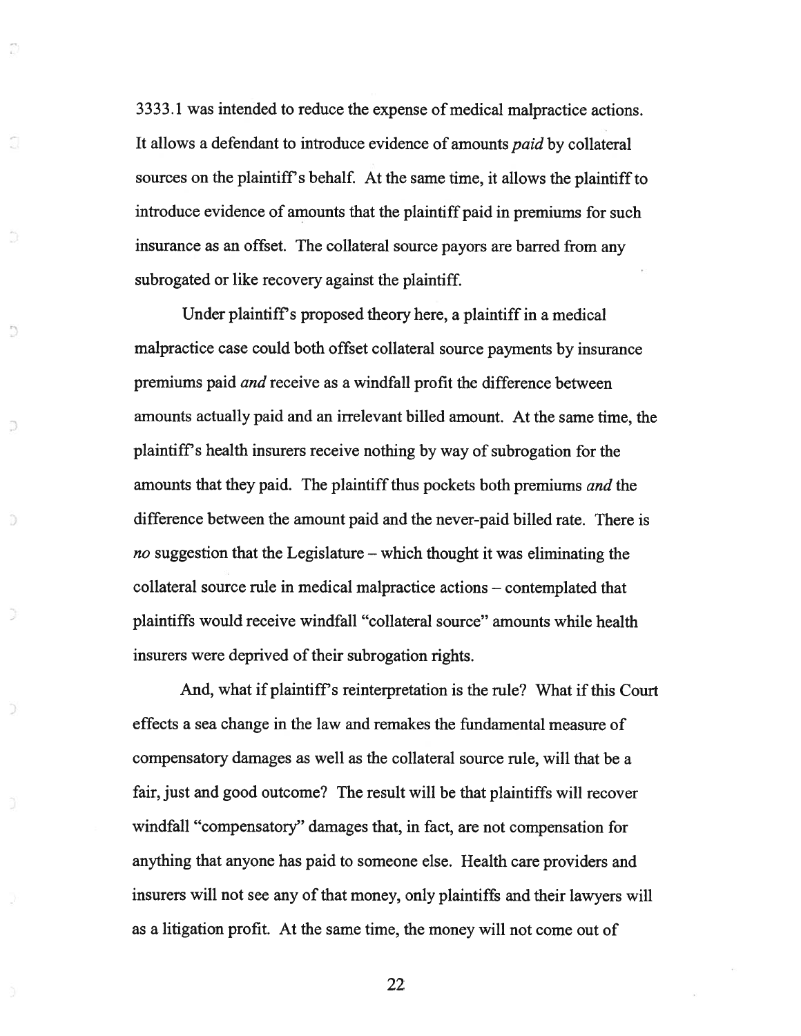3333.1 was intended to reduce the expense of medical malpractice actions. It allows a defendant to introduce evidence of amounts *paid* by collateral sources on the plaintiff's behalf. At the same time, it allows the plaintiff to introduce evidence of amounts that the plaintiff paid in premiums for such insurance as an offset. The collateral source payors are barred from any subrogated or like recovery against the plaintiff.

Under plaintiff's proposed theory here, a plaintiff in a medical malpractice case could both offset collateral source payments by insurance premiums paid *and* receive as a windfall profit the difference between amounts actually paid and an irrelevant billed amount. At the same time, the plaintiff's health insurers receive nothing by way of subrogation for the amounts that they paid. The plaintiff thus pockets both premiums *and* the difference between the amount paid and the never-paid billed rate. There is *no* suggestion that the Legislature – which thought it was eliminating the collateral source rule in medical malpractice actions – contemplated that plaintiffs would receive windfall "collateral source" amounts while health insurers were deprived of their subrogation rights.

And, what if plaintiff's reinterpretation is the rule? What if this Court effects a sea change in the law and remakes the fundamental measure of compensatory damages as well as the collateral source rule, will that be a fair, just and good outcome? The result will be that plaintiffs will recover windfall "compensatory" damages that, in fact, are not compensation for anything that anyone has paid to someone else. Health care providers and insurers will not see any of that money, only plaintiffs and their lawyers will as a litigation profit. At the same time, the money will not come out of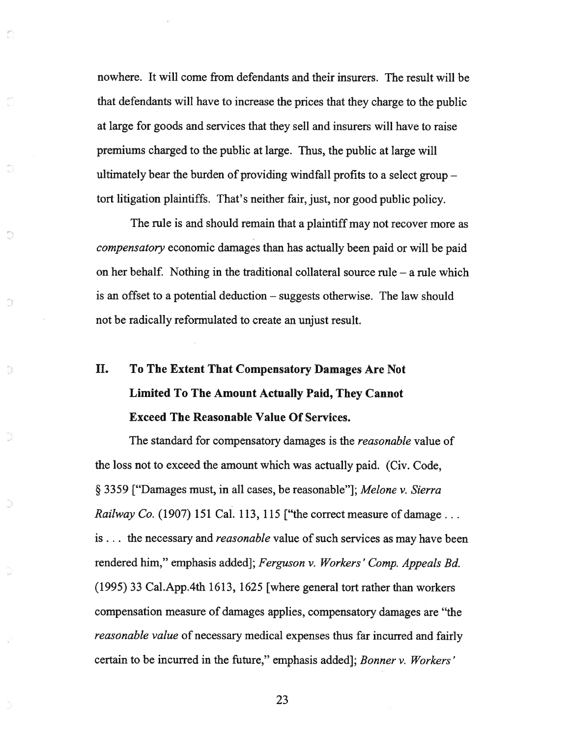nowhere. It will come from defendants and their insurers. The result will be that defendants will have to increase the prices that they charge to the public at large for goods and services that they sell and insurers will have to raise premiums charged to the public at large. Thus, the public at large will ultimately bear the burden of providing windfall profits to a select group – tort litigation plaintiffs. That's neither fair, just, nor good public policy.

The rule is and should remain that a plaintiff may not recover more as *compensatory* economic damages than has actually been paid or will be paid on her behalf. Nothing in the traditional collateral source rule – a rule which is an offset to a potential deduction – suggests otherwise. The law should not be radically reformulated to create an unjust result.

## II. To The Extent That Compensatory Damages Are Not Limited To The Amount Actually Paid, They Cannot Exceed The Reasonable Value Of Services.

The standard for compensatory damages is the *reasonable* value of the loss not to exceed the amount which was actually paid. (Civ. Code, § 3359 ["Damages must, in all cases, be reasonable"]; *Melone v. Sierra Railway Co.* (1907) 151 Cal. 113, 115 ["the correct measure of damage . . . is . . . the necessary and *reasonable* value of such services as may have been rendered him," emphasis added]; *Ferguson v. Workers' Comp. Appeals Bd.* (1995) 33 Cal.App.4th 1613, 1625 [where general tort rather than workers compensation measure of damages applies, compensatory damages are "the *reasonable value* of necessary medical expenses thus far incurred and fairly certain to be incurred in the future," emphasis added]; *Bonner v. Workers'*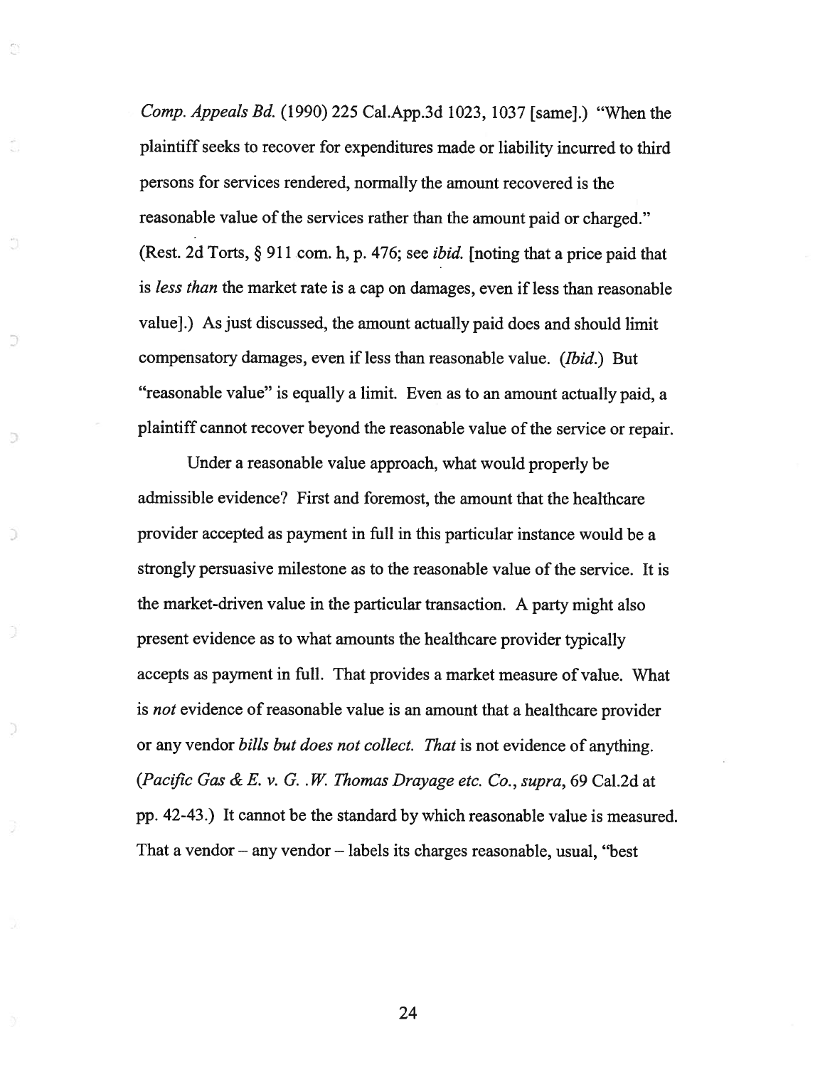*Comp. Appeals Bd.* (1990) 225 Cal.App.3d 1023, 1037 [same].) "When the plaintiff seeks to recover for expenditures made or liability incurred to third persons for services rendered, normally the amount recovered is the reasonable value of the services rather than the amount paid or charged." (Rest. 2d Torts, § 911 com. h, p. 476; see *ibid.* [noting that a price paid that is *less than* the market rate is a cap on damages, even if less than reasonable value].) As just discussed, the amount actually paid does and should limit compensatory damages, even if less than reasonable value. (*Ibid.*) But "reasonable value" is equally a limit. Even as to an amount actually paid, a plaintiff cannot recover beyond the reasonable value of the service or repair.

Under a reasonable value approach, what would properly be admissible evidence? First and foremost, the amount that the healthcare provider accepted as payment in full in this particular instance would be a strongly persuasive milestone as to the reasonable value of the service. It is the market-driven value in the particular transaction. A party might also present evidence as to what amounts the healthcare provider typically accepts as payment in full. That provides a market measure of value. What is *not* evidence of reasonable value is an amount that a healthcare provider or any vendor *bills but does not collect. That* is not evidence of anything. (*Pacific Gas & E. v. G. .W. Thomas Drayage etc. Co., supra*, 69 Cal.2d at pp. 42-43.) It cannot be the standard by which reasonable value is measured. That a vendor – any vendor – labels its charges reasonable, usual, "best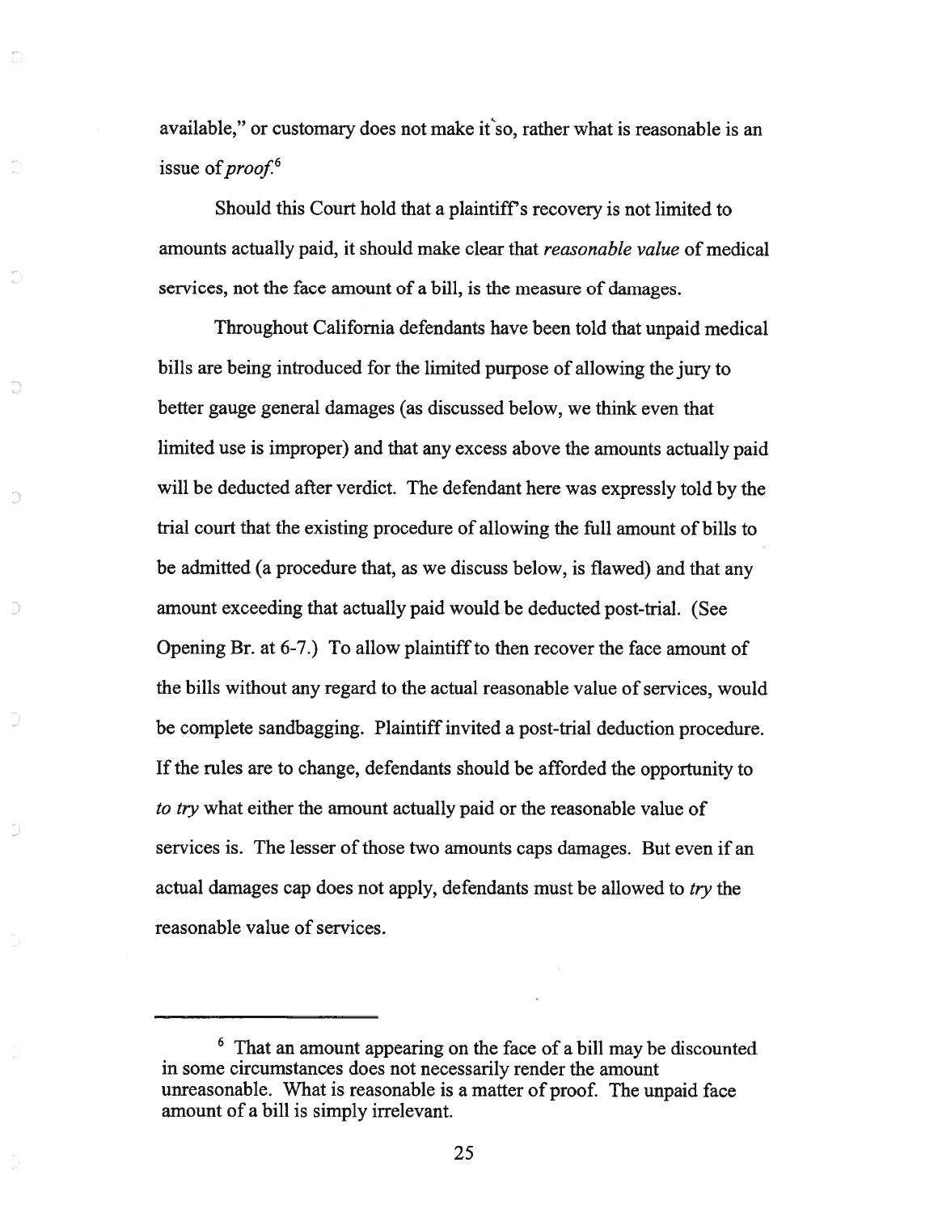available," or customary does not make it so, rather what is reasonable is an issue of *proof*.[6]

Should this Court hold that a plaintiff's recovery is not limited to amounts actually paid, it should make clear that *reasonable value* of medical services, not the face amount of a bill, is the measure of damages.

Throughout California defendants have been told that unpaid medical bills are being introduced for the limited purpose of allowing the jury to better gauge general damages (as discussed below, we think even that limited use is improper) and that any excess above the amounts actually paid will be deducted after verdict. The defendant here was expressly told by the trial court that the existing procedure of allowing the full amount of bills to be admitted (a procedure that, as we discuss below, is flawed) and that any amount exceeding that actually paid would be deducted post-trial. (See Opening Br. at 6-7.) To allow plaintiff to then recover the face amount of the bills without any regard to the actual reasonable value of services, would be complete sandbagging. Plaintiff invited a post-trial deduction procedure. If the rules are to change, defendants should be afforded the opportunity to *to try* what either the amount actually paid or the reasonable value of services is. The lesser of those two amounts caps damages. But even if an actual damages cap does not apply, defendants must be allowed to *try* the reasonable value of services.

---

[6] That an amount appearing on the face of a bill may be discounted in some circumstances does not necessarily render the amount unreasonable. What is reasonable is a matter of proof. The unpaid face amount of a bill is simply irrelevant.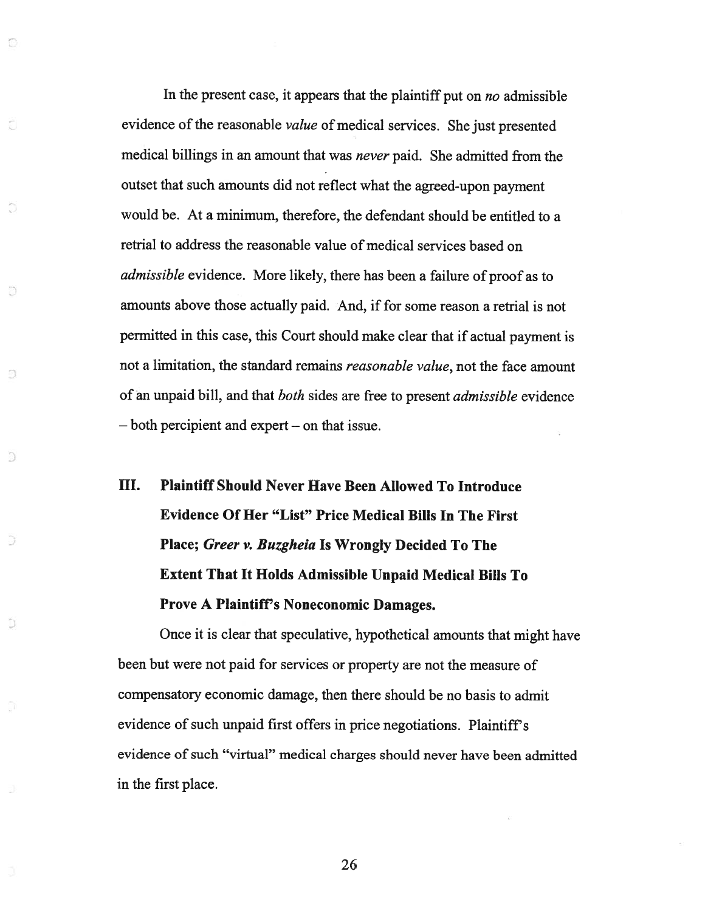In the present case, it appears that the plaintiff put on *no* admissible evidence of the reasonable *value* of medical services. She just presented medical billings in an amount that was *never* paid. She admitted from the outset that such amounts did not reflect what the agreed-upon payment would be. At a minimum, therefore, the defendant should be entitled to a retrial to address the reasonable value of medical services based on *admissible* evidence. More likely, there has been a failure of proof as to amounts above those actually paid. And, if for some reason a retrial is not permitted in this case, this Court should make clear that if actual payment is not a limitation, the standard remains *reasonable value*, not the face amount of an unpaid bill, and that *both* sides are free to present *admissible* evidence – both percipient and expert – on that issue.

## III. Plaintiff Should Never Have Been Allowed To Introduce Evidence Of Her "List" Price Medical Bills In The First Place; *Greer v. Buzgheia* Is Wrongly Decided To The Extent That It Holds Admissible Unpaid Medical Bills To Prove A Plaintiff's Noneconomic Damages.

Once it is clear that speculative, hypothetical amounts that might have been but were not paid for services or property are not the measure of compensatory economic damage, then there should be no basis to admit evidence of such unpaid first offers in price negotiations. Plaintiff's evidence of such "virtual" medical charges should never have been admitted in the first place.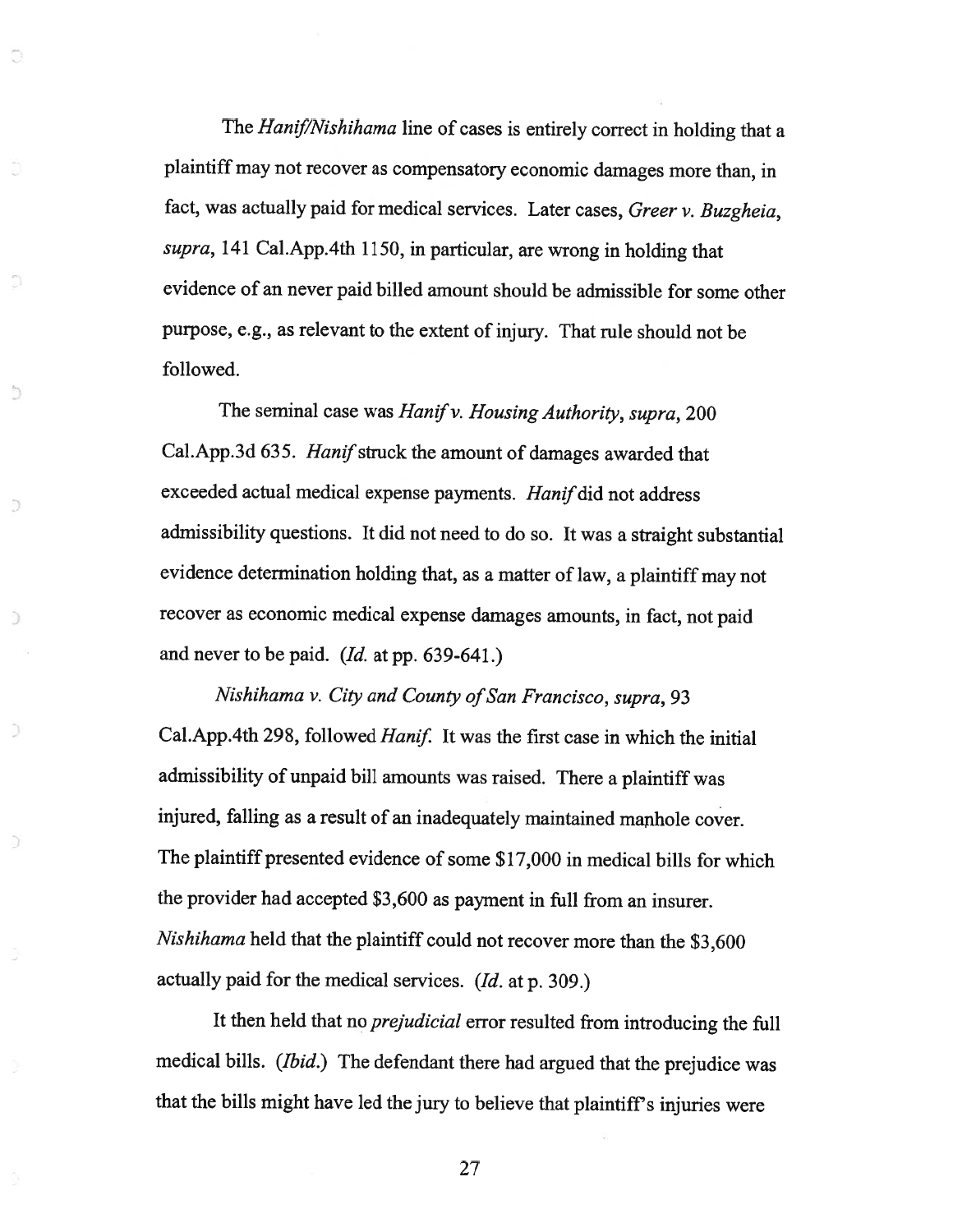The *Hanif/Nishihama* line of cases is entirely correct in holding that a plaintiff may not recover as compensatory economic damages more than, in fact, was actually paid for medical services. Later cases, *Greer v. Buzgheia*, *supra*, 141 Cal.App.4th 1150, in particular, are wrong in holding that evidence of an never paid billed amount should be admissible for some other purpose, e.g., as relevant to the extent of injury. That rule should not be followed.

The seminal case was *Hanif v. Housing Authority*, *supra*, 200 Cal.App.3d 635. *Hanif* struck the amount of damages awarded that exceeded actual medical expense payments. *Hanif* did not address admissibility questions. It did not need to do so. It was a straight substantial evidence determination holding that, as a matter of law, a plaintiff may not recover as economic medical expense damages amounts, in fact, not paid and never to be paid. (*Id.* at pp. 639-641.)

*Nishihama v. City and County of San Francisco*, *supra*, 93 Cal.App.4th 298, followed *Hanif.* It was the first case in which the initial admissibility of unpaid bill amounts was raised. There a plaintiff was injured, falling as a result of an inadequately maintained manhole cover. The plaintiff presented evidence of some $17,000 in medical bills for which the provider had accepted $3,600 as payment in full from an insurer. *Nishihama* held that the plaintiff could not recover more than the $3,600 actually paid for the medical services. (*Id.* at p. 309.)

It then held that no *prejudicial* error resulted from introducing the full medical bills. (*Ibid.*) The defendant there had argued that the prejudice was that the bills might have led the jury to believe that plaintiff's injuries were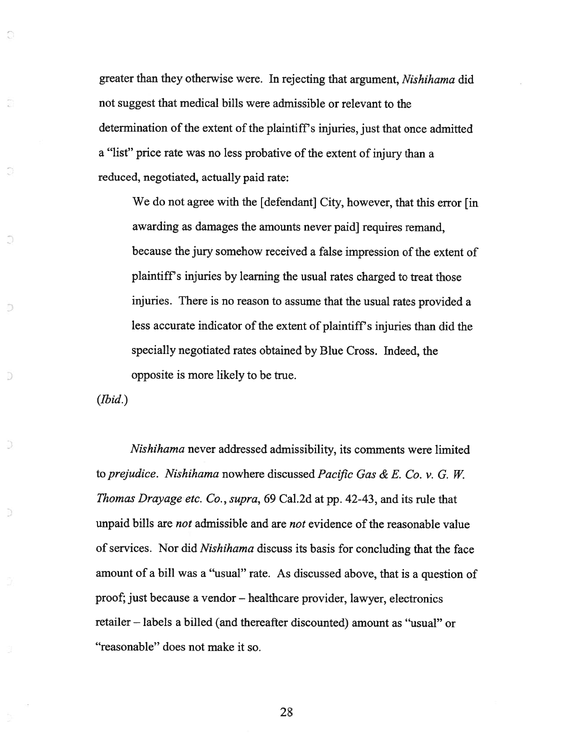greater than they otherwise were. In rejecting that argument, *Nishihama* did not suggest that medical bills were admissible or relevant to the determination of the extent of the plaintiff's injuries, just that once admitted a "list" price rate was no less probative of the extent of injury than a reduced, negotiated, actually paid rate:

> We do not agree with the [defendant] City, however, that this error [in awarding as damages the amounts never paid] requires remand, because the jury somehow received a false impression of the extent of plaintiff's injuries by learning the usual rates charged to treat those injuries. There is no reason to assume that the usual rates provided a less accurate indicator of the extent of plaintiff's injuries than did the specially negotiated rates obtained by Blue Cross. Indeed, the opposite is more likely to be true.

(*Ibid.*)

*Nishihama* never addressed admissibility, its comments were limited to *prejudice*. *Nishihama* nowhere discussed *Pacific Gas & E. Co. v. G. W. Thomas Drayage etc. Co.*, *supra*, 69 Cal.2d at pp. 42-43, and its rule that unpaid bills are *not* admissible and are *not* evidence of the reasonable value of services. Nor did *Nishihama* discuss its basis for concluding that the face amount of a bill was a "usual" rate. As discussed above, that is a question of proof; just because a vendor – healthcare provider, lawyer, electronics retailer – labels a billed (and thereafter discounted) amount as "usual" or "reasonable" does not make it so.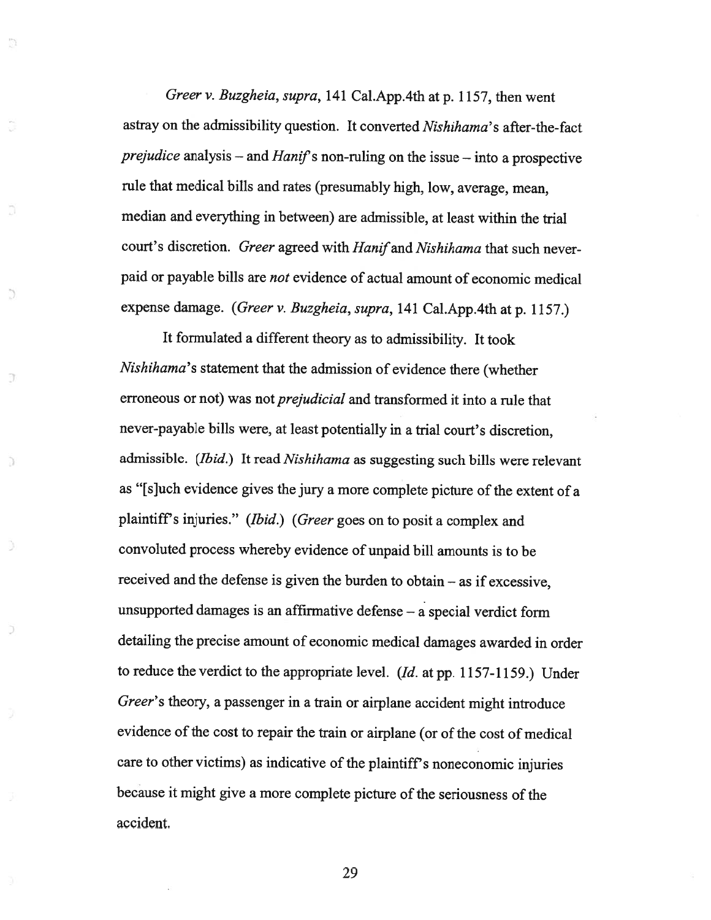*Greer v. Buzgheia*, *supra*, 141 Cal.App.4th at p. 1157, then went astray on the admissibility question. It converted *Nishihama*'s after-the-fact *prejudice* analysis – and *Hanif*'s non-ruling on the issue – into a prospective rule that medical bills and rates (presumably high, low, average, mean, median and everything in between) are admissible, at least within the trial court's discretion. *Greer* agreed with *Hanif* and *Nishihama* that such never-paid or payable bills are *not* evidence of actual amount of economic medical expense damage. (*Greer v. Buzgheia*, *supra*, 141 Cal.App.4th at p. 1157.)

It formulated a different theory as to admissibility. It took *Nishihama*'s statement that the admission of evidence there (whether erroneous or not) was not *prejudicial* and transformed it into a rule that never-payable bills were, at least potentially in a trial court's discretion, admissible. (*Ibid.*) It read *Nishihama* as suggesting such bills were relevant as "[s]uch evidence gives the jury a more complete picture of the extent of a plaintiff's injuries." (*Ibid.*) (*Greer* goes on to posit a complex and convoluted process whereby evidence of unpaid bill amounts is to be received and the defense is given the burden to obtain – as if excessive, unsupported damages is an affirmative defense – a special verdict form detailing the precise amount of economic medical damages awarded in order to reduce the verdict to the appropriate level. (*Id.* at pp. 1157-1159.) Under *Greer*'s theory, a passenger in a train or airplane accident might introduce evidence of the cost to repair the train or airplane (or of the cost of medical care to other victims) as indicative of the plaintiff's noneconomic injuries because it might give a more complete picture of the seriousness of the accident.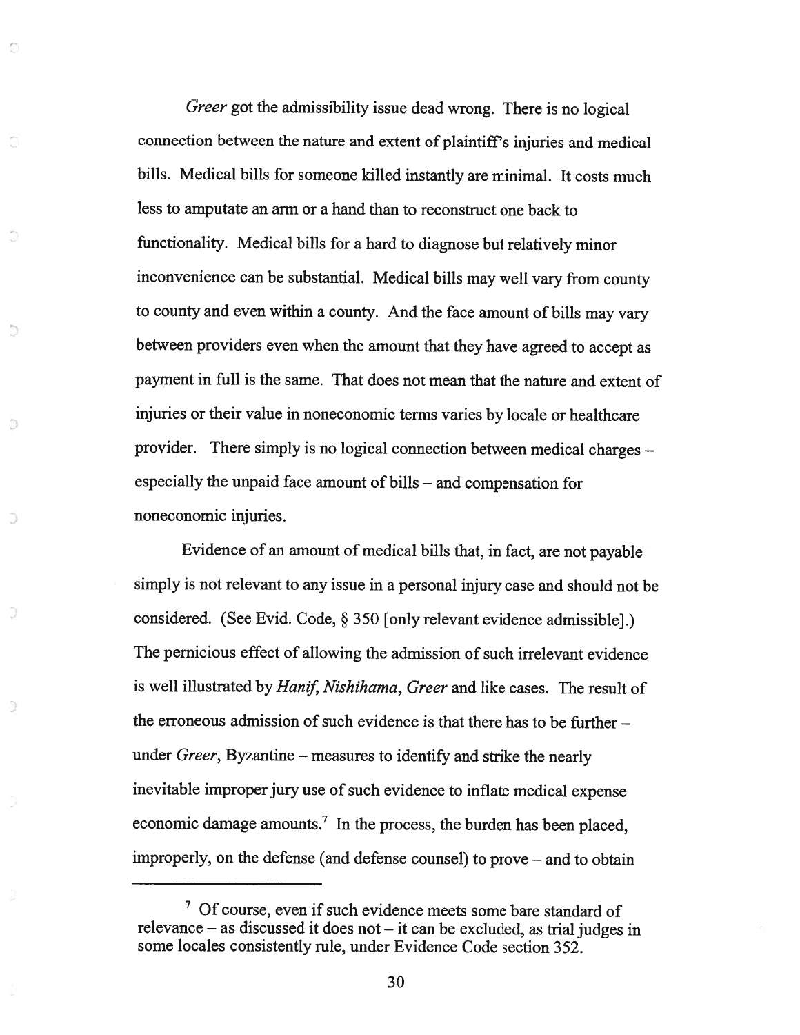*Greer* got the admissibility issue dead wrong. There is no logical connection between the nature and extent of plaintiff's injuries and medical bills. Medical bills for someone killed instantly are minimal. It costs much less to amputate an arm or a hand than to reconstruct one back to functionality. Medical bills for a hard to diagnose but relatively minor inconvenience can be substantial. Medical bills may well vary from county to county and even within a county. And the face amount of bills may vary between providers even when the amount that they have agreed to accept as payment in full is the same. That does not mean that the nature and extent of injuries or their value in noneconomic terms varies by locale or healthcare provider. There simply is no logical connection between medical charges – especially the unpaid face amount of bills – and compensation for noneconomic injuries.

Evidence of an amount of medical bills that, in fact, are not payable simply is not relevant to any issue in a personal injury case and should not be considered. (See Evid. Code, § 350 [only relevant evidence admissible].) The pernicious effect of allowing the admission of such irrelevant evidence is well illustrated by *Hanif*, *Nishihama*, *Greer* and like cases. The result of the erroneous admission of such evidence is that there has to be further – under *Greer*, Byzantine – measures to identify and strike the nearly inevitable improper jury use of such evidence to inflate medical expense economic damage amounts.[7] In the process, the burden has been placed, improperly, on the defense (and defense counsel) to prove – and to obtain

---

[7] Of course, even if such evidence meets some bare standard of relevance – as discussed it does not – it can be excluded, as trial judges in some locales consistently rule, under Evidence Code section 352.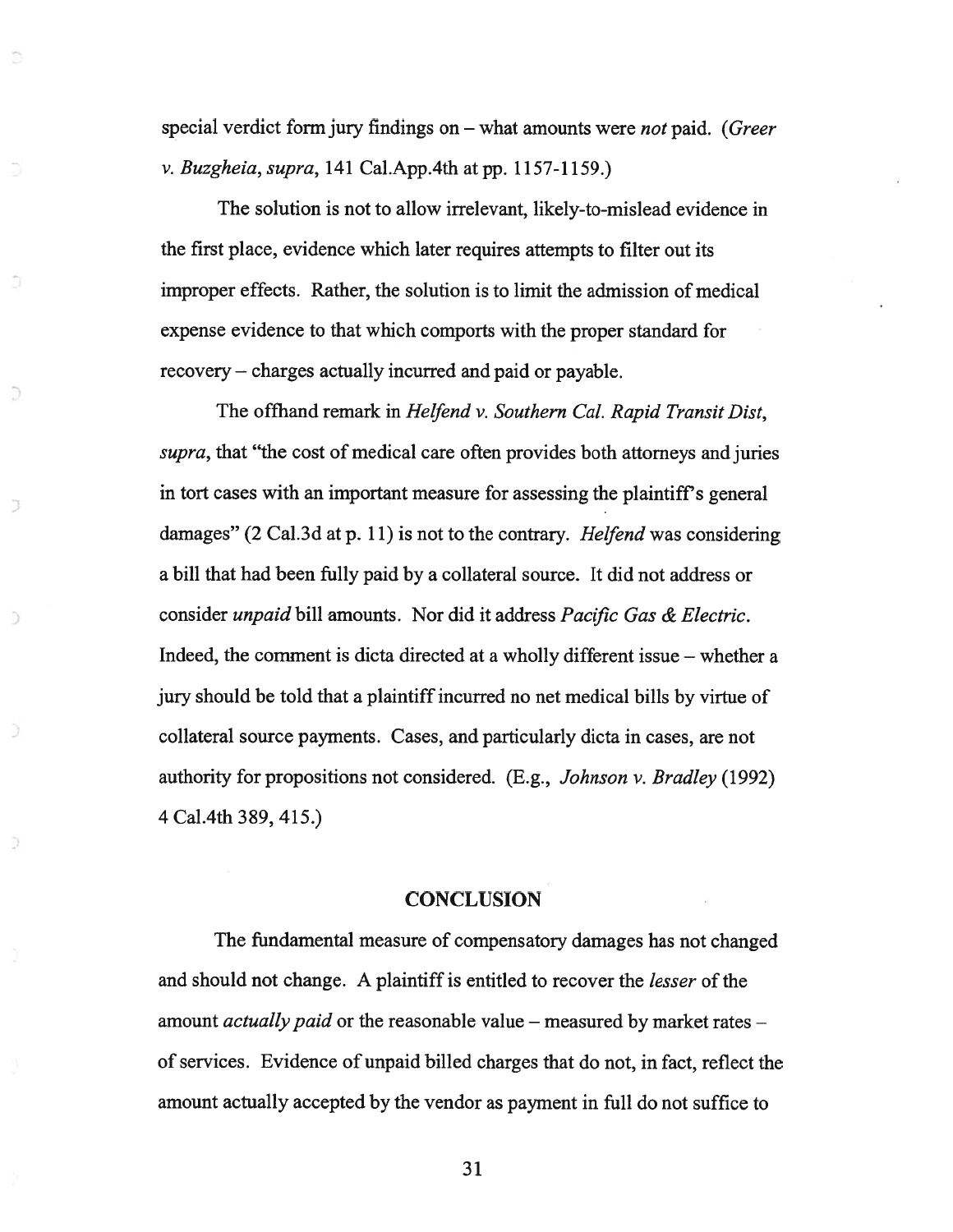special verdict form jury findings on – what amounts were *not* paid. (*Greer v. Buzgheia*, *supra*, 141 Cal.App.4th at pp. 1157-1159.)

The solution is not to allow irrelevant, likely-to-mislead evidence in the first place, evidence which later requires attempts to filter out its improper effects. Rather, the solution is to limit the admission of medical expense evidence to that which comports with the proper standard for recovery – charges actually incurred and paid or payable.

The offhand remark in *Helfend v. Southern Cal. Rapid Transit Dist*, *supra*, that "the cost of medical care often provides both attorneys and juries in tort cases with an important measure for assessing the plaintiff's general damages" (2 Cal.3d at p. 11) is not to the contrary. *Helfend* was considering a bill that had been fully paid by a collateral source. It did not address or consider *unpaid* bill amounts. Nor did it address *Pacific Gas & Electric*. Indeed, the comment is dicta directed at a wholly different issue – whether a jury should be told that a plaintiff incurred no net medical bills by virtue of collateral source payments. Cases, and particularly dicta in cases, are not authority for propositions not considered. (E.g., *Johnson v. Bradley* (1992) 4 Cal.4th 389, 415.)

## CONCLUSION

The fundamental measure of compensatory damages has not changed and should not change. A plaintiff is entitled to recover the *lesser* of the amount *actually paid* or the reasonable value – measured by market rates – of services. Evidence of unpaid billed charges that do not, in fact, reflect the amount actually accepted by the vendor as payment in full do not suffice to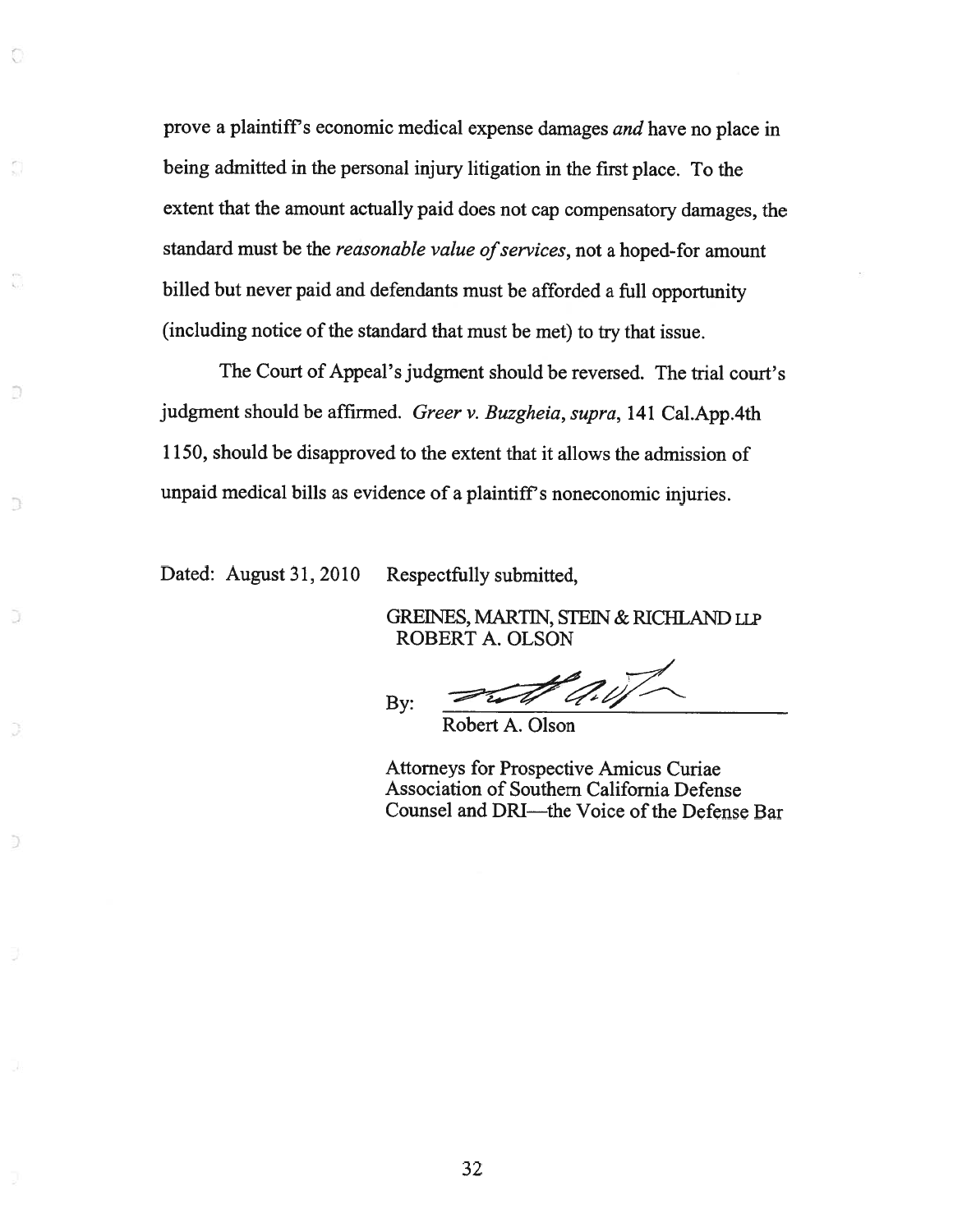prove a plaintiff's economic medical expense damages *and* have no place in being admitted in the personal injury litigation in the first place. To the extent that the amount actually paid does not cap compensatory damages, the standard must be the *reasonable value of services*, not a hoped-for amount billed but never paid and defendants must be afforded a full opportunity (including notice of the standard that must be met) to try that issue.

The Court of Appeal's judgment should be reversed. The trial court's judgment should be affirmed. *Greer v. Buzgheia*, *supra*, 141 Cal.App.4th 1150, should be disapproved to the extent that it allows the admission of unpaid medical bills as evidence of a plaintiff's noneconomic injuries.

Dated: August 31, 2010     Respectfully submitted,

GREINES, MARTIN, STEIN & RICHLAND LLP
ROBERT A. OLSON

By: ______________________
Robert A. Olson

Attorneys for Prospective Amicus Curiae
Association of Southern California Defense
Counsel and DRI—the Voice of the Defense Bar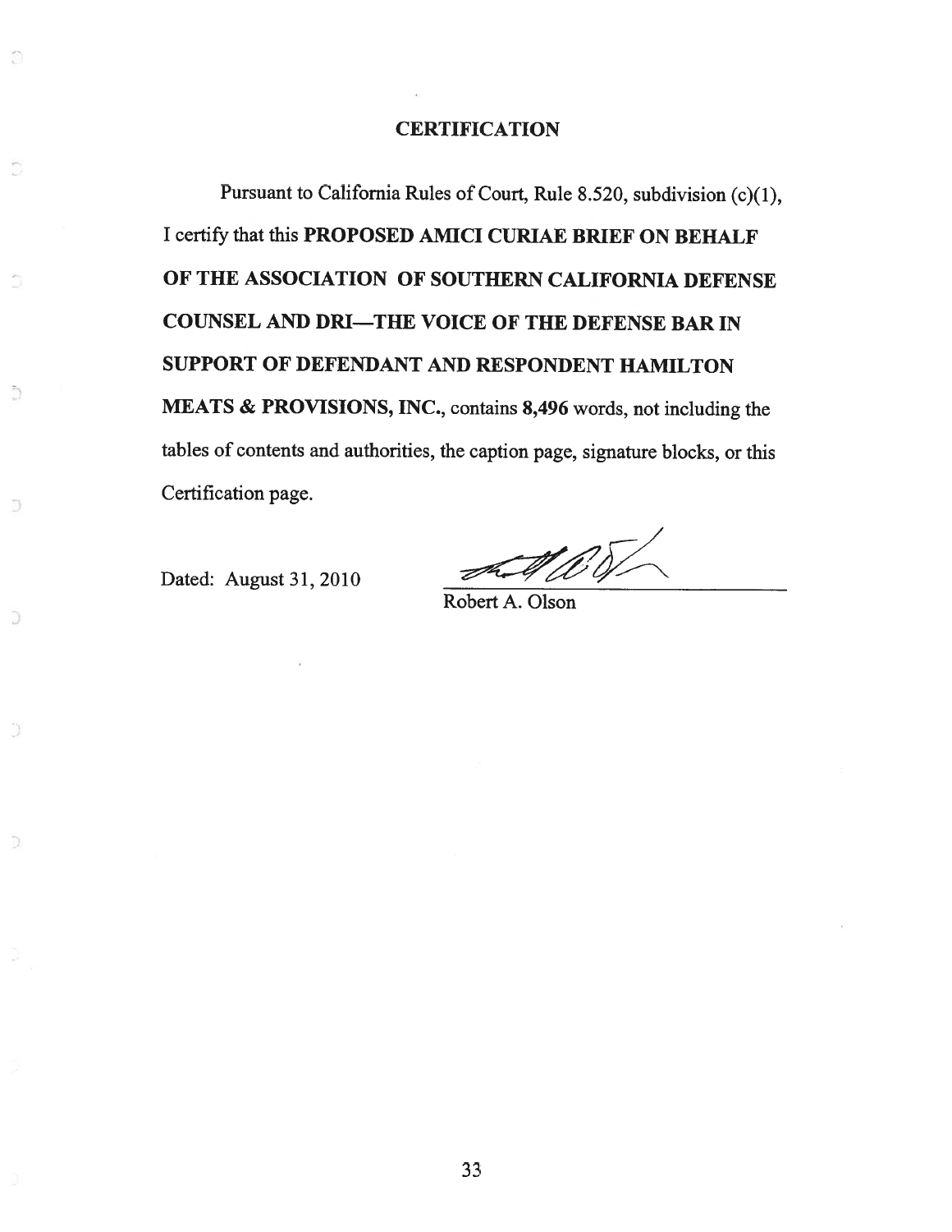## CERTIFICATION

Pursuant to California Rules of Court, Rule 8.520, subdivision (c)(1), I certify that this **PROPOSED AMICI CURIAE BRIEF ON BEHALF OF THE ASSOCIATION OF SOUTHERN CALIFORNIA DEFENSE COUNSEL AND DRI—THE VOICE OF THE DEFENSE BAR IN SUPPORT OF DEFENDANT AND RESPONDENT HAMILTON MEATS & PROVISIONS, INC.**, contains **8,496** words, not including the tables of contents and authorities, the caption page, signature blocks, or this Certification page.

Dated: August 31, 2010

Robert A. Olson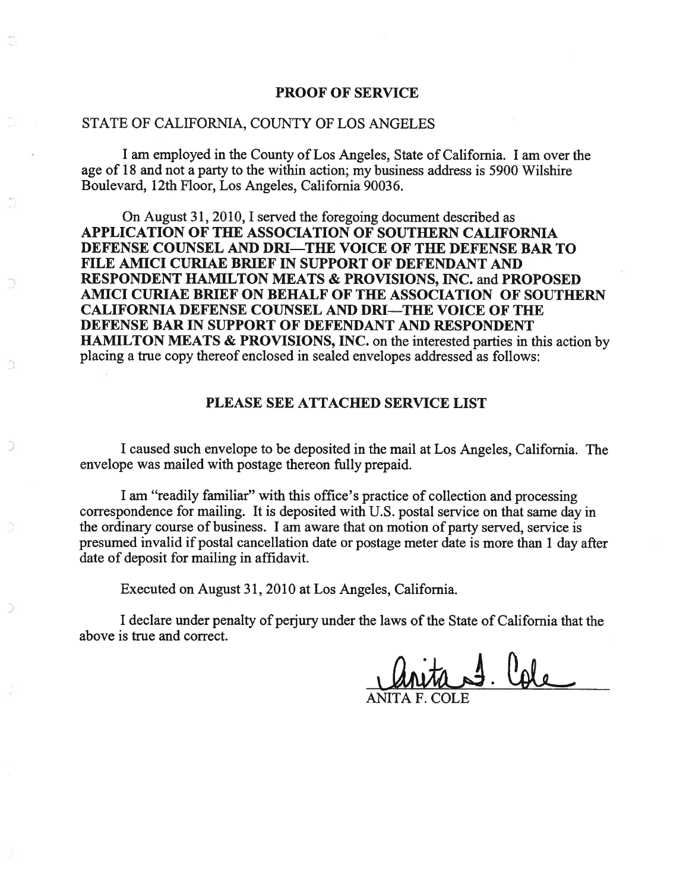# PROOF OF SERVICE

STATE OF CALIFORNIA, COUNTY OF LOS ANGELES

I am employed in the County of Los Angeles, State of California. I am over the age of 18 and not a party to the within action; my business address is 5900 Wilshire Boulevard, 12th Floor, Los Angeles, California 90036.

On August 31, 2010, I served the foregoing document described as **APPLICATION OF THE ASSOCIATION OF SOUTHERN CALIFORNIA DEFENSE COUNSEL AND DRI—THE VOICE OF THE DEFENSE BAR TO FILE AMICI CURIAE BRIEF IN SUPPORT OF DEFENDANT AND RESPONDENT HAMILTON MEATS & PROVISIONS, INC. and PROPOSED AMICI CURIAE BRIEF ON BEHALF OF THE ASSOCIATION OF SOUTHERN CALIFORNIA DEFENSE COUNSEL AND DRI—THE VOICE OF THE DEFENSE BAR IN SUPPORT OF DEFENDANT AND RESPONDENT HAMILTON MEATS & PROVISIONS, INC.** on the interested parties in this action by placing a true copy thereof enclosed in sealed envelopes addressed as follows:

**PLEASE SEE ATTACHED SERVICE LIST**

I caused such envelope to be deposited in the mail at Los Angeles, California. The envelope was mailed with postage thereon fully prepaid.

I am "readily familiar" with this office's practice of collection and processing correspondence for mailing. It is deposited with U.S. postal service on that same day in the ordinary course of business. I am aware that on motion of party served, service is presumed invalid if postal cancellation date or postage meter date is more than 1 day after date of deposit for mailing in affidavit.

Executed on August 31, 2010 at Los Angeles, California.

I declare under penalty of perjury under the laws of the State of California that the above is true and correct.

Anita F. Cole

ANITA F. COLE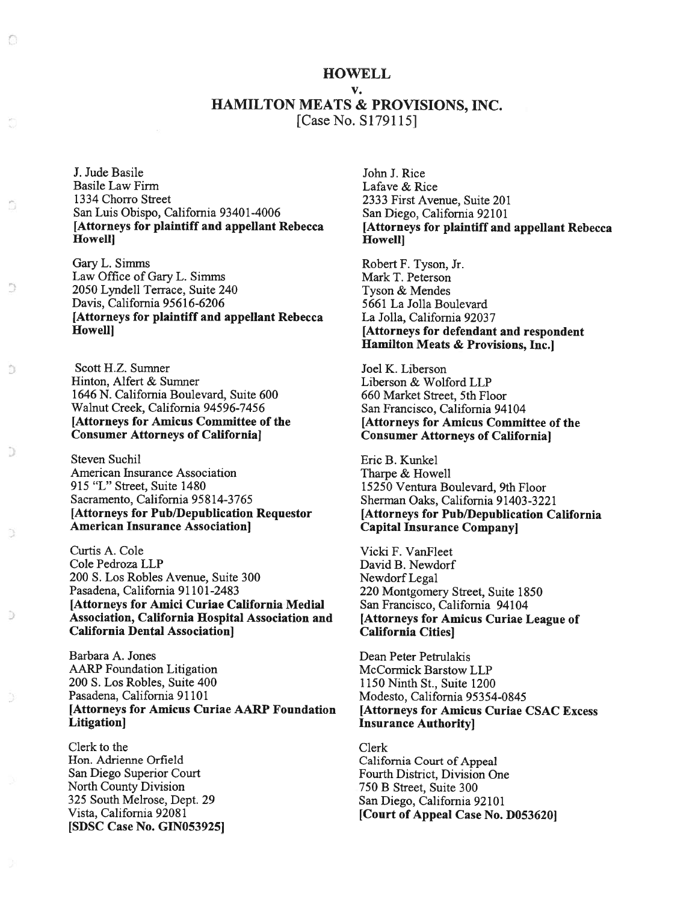**HOWELL**

**v.**

**HAMILTON MEATS & PROVISIONS, INC.**

[Case No. S179115]

J. Jude Basile
Basile Law Firm
1334 Chorro Street
San Luis Obispo, California 93401-4006
**[Attorneys for plaintiff and appellant Rebecca Howell]**

John J. Rice
Lafave & Rice
2333 First Avenue, Suite 201
San Diego, California 92101
**[Attorneys for plaintiff and appellant Rebecca Howell]**

Gary L. Simms
Law Office of Gary L. Simms
2050 Lyndell Terrace, Suite 240
Davis, California 95616-6206
**[Attorneys for plaintiff and appellant Rebecca Howell]**

Robert F. Tyson, Jr.
Mark T. Peterson
Tyson & Mendes
5661 La Jolla Boulevard
La Jolla, California 92037
**[Attorneys for defendant and respondent Hamilton Meats & Provisions, Inc.]**

Scott H.Z. Sumner
Hinton, Alfert & Sumner
1646 N. California Boulevard, Suite 600
Walnut Creek, California 94596-7456
**[Attorneys for Amicus Committee of the Consumer Attorneys of California]**

Joel K. Liberson
Liberson & Wolford LLP
660 Market Street, 5th Floor
San Francisco, California 94104
**[Attorneys for Amicus Committee of the Consumer Attorneys of California]**

Steven Suchil
American Insurance Association
915 "L" Street, Suite 1480
Sacramento, California 95814-3765
**[Attorneys for Pub/Depublication Requestor American Insurance Association]**

Eric B. Kunkel
Tharpe & Howell
15250 Ventura Boulevard, 9th Floor
Sherman Oaks, California 91403-3221
**[Attorneys for Pub/Depublication California Capital Insurance Company]**

Curtis A. Cole
Cole Pedroza LLP
200 S. Los Robles Avenue, Suite 300
Pasadena, California 91101-2483
**[Attorneys for Amici Curiae California Medial Association, California Hospital Association and California Dental Association]**

Vicki F. VanFleet
David B. Newdorf
Newdorf Legal
220 Montgomery Street, Suite 1850
San Francisco, California 94104
**[Attorneys for Amicus Curiae League of California Cities]**

Barbara A. Jones
AARP Foundation Litigation
200 S. Los Robles, Suite 400
Pasadena, California 91101
**[Attorneys for Amicus Curiae AARP Foundation Litigation]**

Dean Peter Petrulakis
McCormick Barstow LLP
1150 Ninth St., Suite 1200
Modesto, California 95354-0845
**[Attorneys for Amicus Curiae CSAC Excess Insurance Authority]**

Clerk to the
Hon. Adrienne Orfield
San Diego Superior Court
North County Division
325 South Melrose, Dept. 29
Vista, California 92081
**[SDSC Case No. GIN053925]**

Clerk
California Court of Appeal
Fourth District, Division One
750 B Street, Suite 300
San Diego, California 92101
**[Court of Appeal Case No. D053620]**